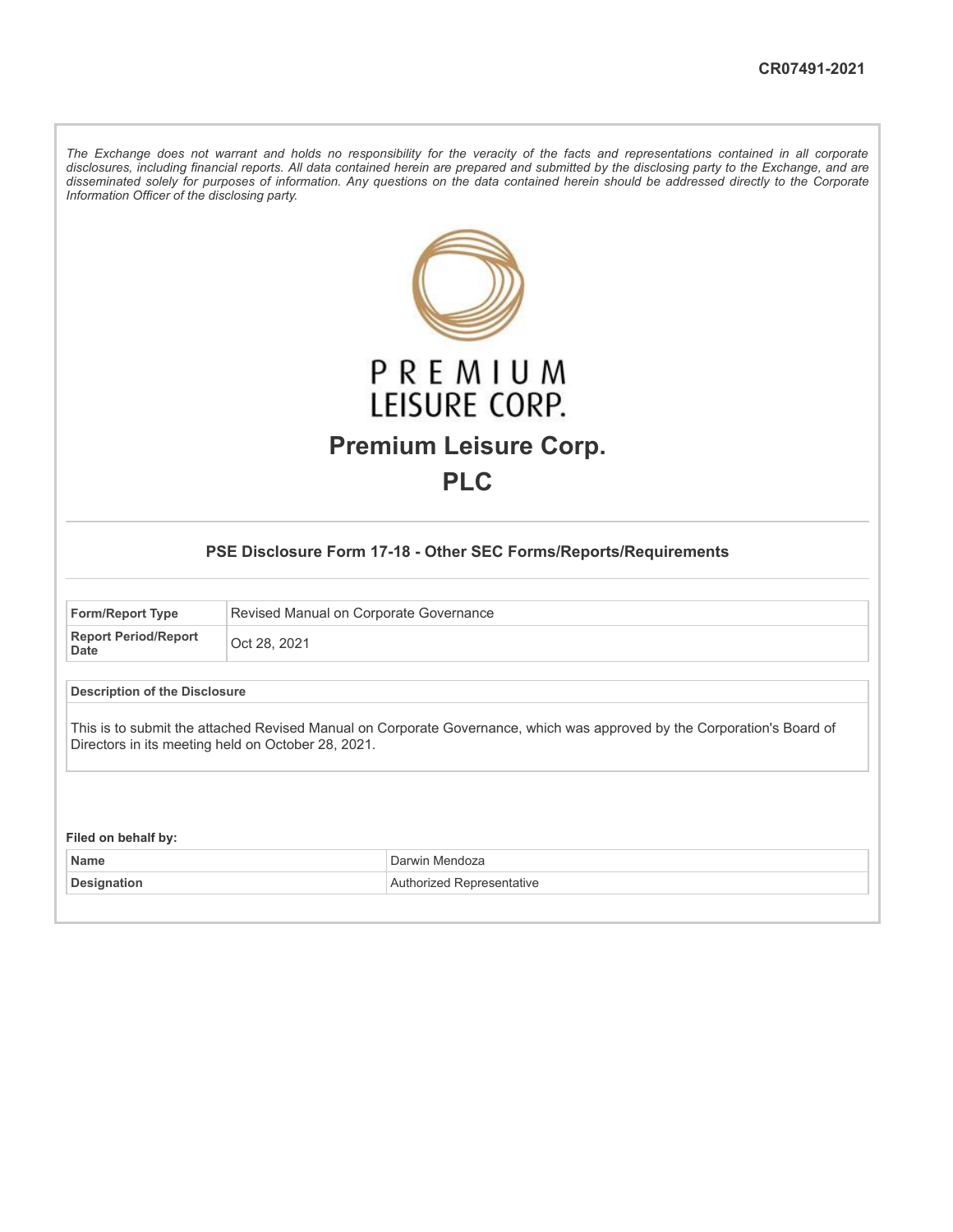CR07491-2021

*The Exchange does not warrant and holds no responsibility for the veracity of the facts and representations contained in all corporate disclosures, including financial reports. All data contained herein are prepared and submitted by the disclosing party to the Exchange, and are disseminated solely for purposes of information. Any questions on the data contained herein should be addressed directly to the Corporate Information Officer of the disclosing party.*

PREMIUM LEISURE CORP.

# Premium Leisure Corp.

# PLC

### PSE Disclosure Form 17-18 - Other SEC Forms/Reports/Requirements

| Form/Report Type | Revised Manual on Corporate Governance |
|---|---|
| Report Period/Report Date | Oct 28, 2021 |

| Description of the Disclosure |
|---|
| This is to submit the attached Revised Manual on Corporate Governance, which was approved by the Corporation's Board of Directors in its meeting held on October 28, 2021. |

**Filed on behalf by:**

| Name | Darwin Mendoza |
|---|---|
| Designation | Authorized Representative |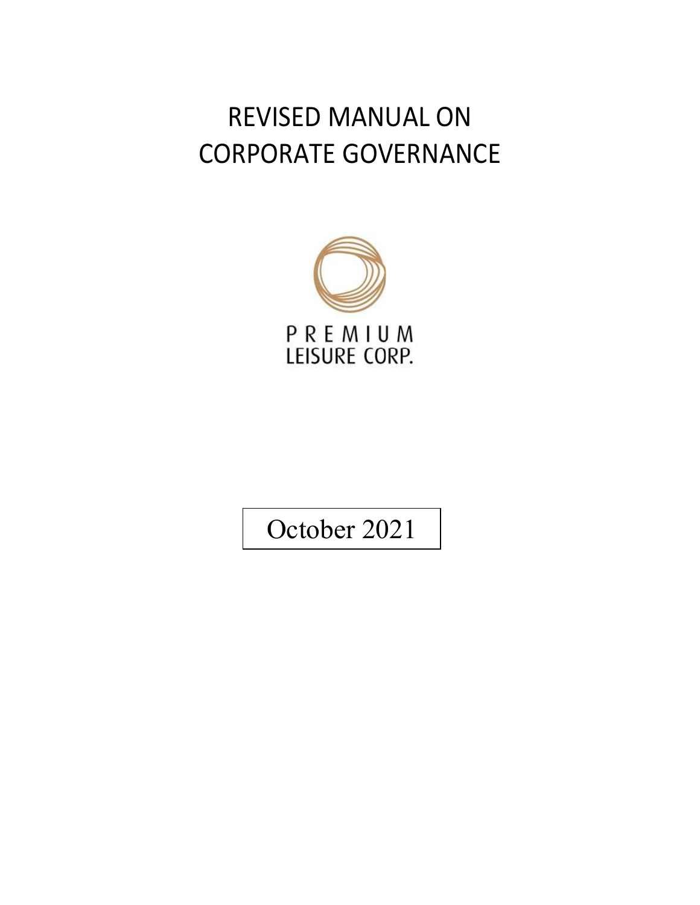# REVISED MANUAL ON CORPORATE GOVERNANCE

PREMIUM
LEISURE CORP.

October 2021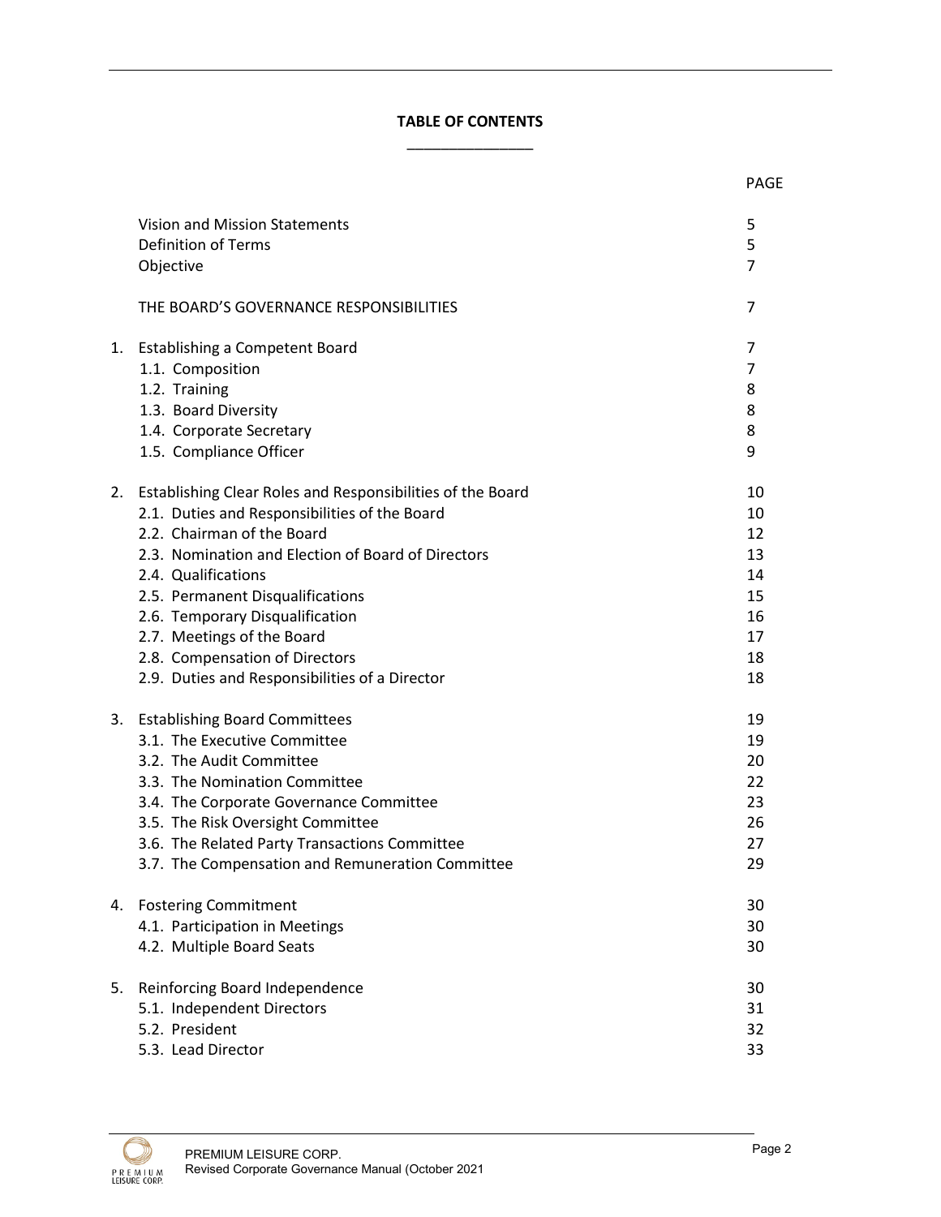# TABLE OF CONTENTS

| | | PAGE |
|---|---|---|
| | Vision and Mission Statements | 5 |
| | Definition of Terms | 5 |
| | Objective | 7 |
| | THE BOARD'S GOVERNANCE RESPONSIBILITIES | 7 |
| 1. | Establishing a Competent Board | 7 |
| | 1.1. Composition | 7 |
| | 1.2. Training | 8 |
| | 1.3. Board Diversity | 8 |
| | 1.4. Corporate Secretary | 8 |
| | 1.5. Compliance Officer | 9 |
| 2. | Establishing Clear Roles and Responsibilities of the Board | 10 |
| | 2.1. Duties and Responsibilities of the Board | 10 |
| | 2.2. Chairman of the Board | 12 |
| | 2.3. Nomination and Election of Board of Directors | 13 |
| | 2.4. Qualifications | 14 |
| | 2.5. Permanent Disqualifications | 15 |
| | 2.6. Temporary Disqualification | 16 |
| | 2.7. Meetings of the Board | 17 |
| | 2.8. Compensation of Directors | 18 |
| | 2.9. Duties and Responsibilities of a Director | 18 |
| 3. | Establishing Board Committees | 19 |
| | 3.1. The Executive Committee | 19 |
| | 3.2. The Audit Committee | 20 |
| | 3.3. The Nomination Committee | 22 |
| | 3.4. The Corporate Governance Committee | 23 |
| | 3.5. The Risk Oversight Committee | 26 |
| | 3.6. The Related Party Transactions Committee | 27 |
| | 3.7. The Compensation and Remuneration Committee | 29 |
| 4. | Fostering Commitment | 30 |
| | 4.1. Participation in Meetings | 30 |
| | 4.2. Multiple Board Seats | 30 |
| 5. | Reinforcing Board Independence | 30 |
| | 5.1. Independent Directors | 31 |
| | 5.2. President | 32 |
| | 5.3. Lead Director | 33 |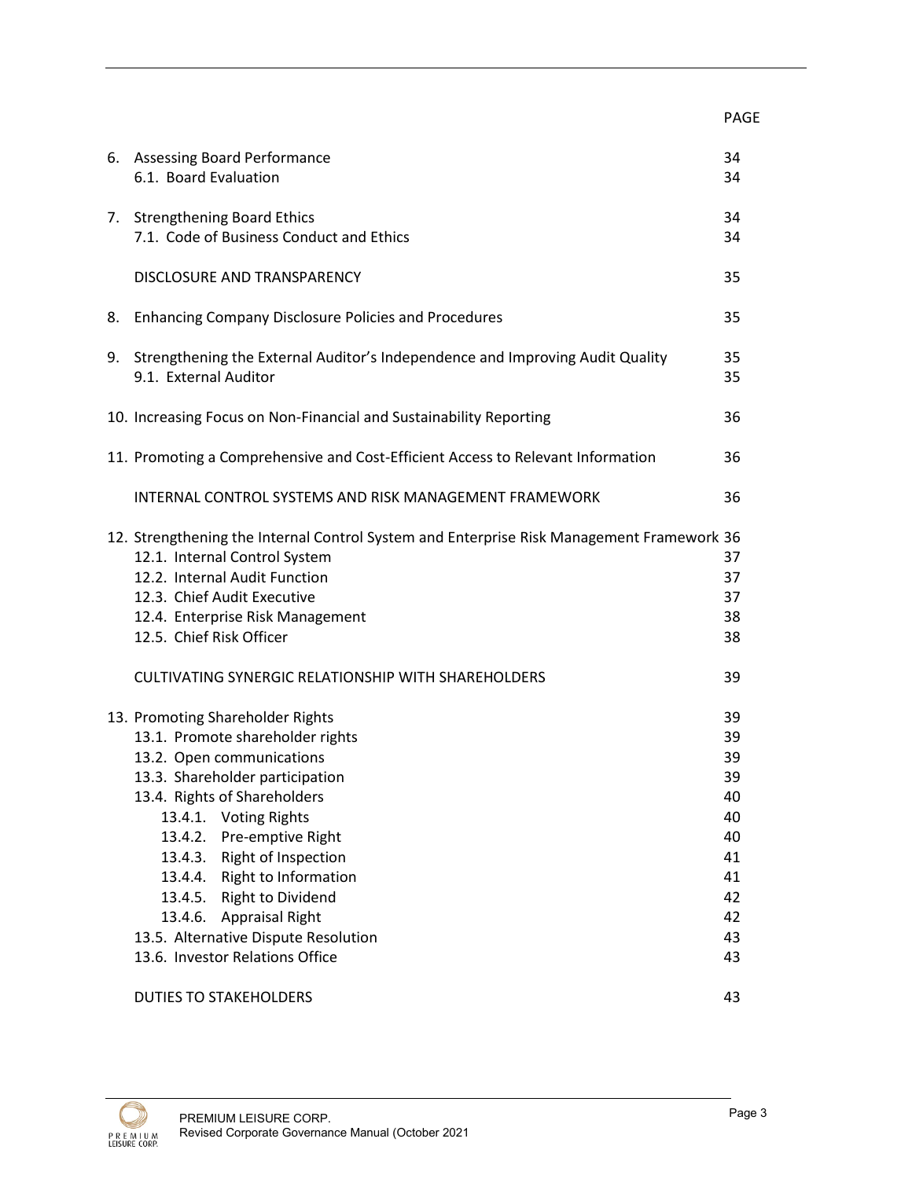| | PAGE |
|---|---|
| 6. Assessing Board Performance | 34 |
| 6.1. Board Evaluation | 34 |
| 7. Strengthening Board Ethics | 34 |
| 7.1. Code of Business Conduct and Ethics | 34 |
| DISCLOSURE AND TRANSPARENCY | 35 |
| 8. Enhancing Company Disclosure Policies and Procedures | 35 |
| 9. Strengthening the External Auditor's Independence and Improving Audit Quality | 35 |
| 9.1. External Auditor | 35 |
| 10. Increasing Focus on Non-Financial and Sustainability Reporting | 36 |
| 11. Promoting a Comprehensive and Cost-Efficient Access to Relevant Information | 36 |
| INTERNAL CONTROL SYSTEMS AND RISK MANAGEMENT FRAMEWORK | 36 |
| 12. Strengthening the Internal Control System and Enterprise Risk Management Framework | 36 |
| 12.1. Internal Control System | 37 |
| 12.2. Internal Audit Function | 37 |
| 12.3. Chief Audit Executive | 37 |
| 12.4. Enterprise Risk Management | 38 |
| 12.5. Chief Risk Officer | 38 |
| CULTIVATING SYNERGIC RELATIONSHIP WITH SHAREHOLDERS | 39 |
| 13. Promoting Shareholder Rights | 39 |
| 13.1. Promote shareholder rights | 39 |
| 13.2. Open communications | 39 |
| 13.3. Shareholder participation | 39 |
| 13.4. Rights of Shareholders | 40 |
| 13.4.1. Voting Rights | 40 |
| 13.4.2. Pre-emptive Right | 40 |
| 13.4.3. Right of Inspection | 41 |
| 13.4.4. Right to Information | 41 |
| 13.4.5. Right to Dividend | 42 |
| 13.4.6. Appraisal Right | 42 |
| 13.5. Alternative Dispute Resolution | 43 |
| 13.6. Investor Relations Office | 43 |
| DUTIES TO STAKEHOLDERS | 43 |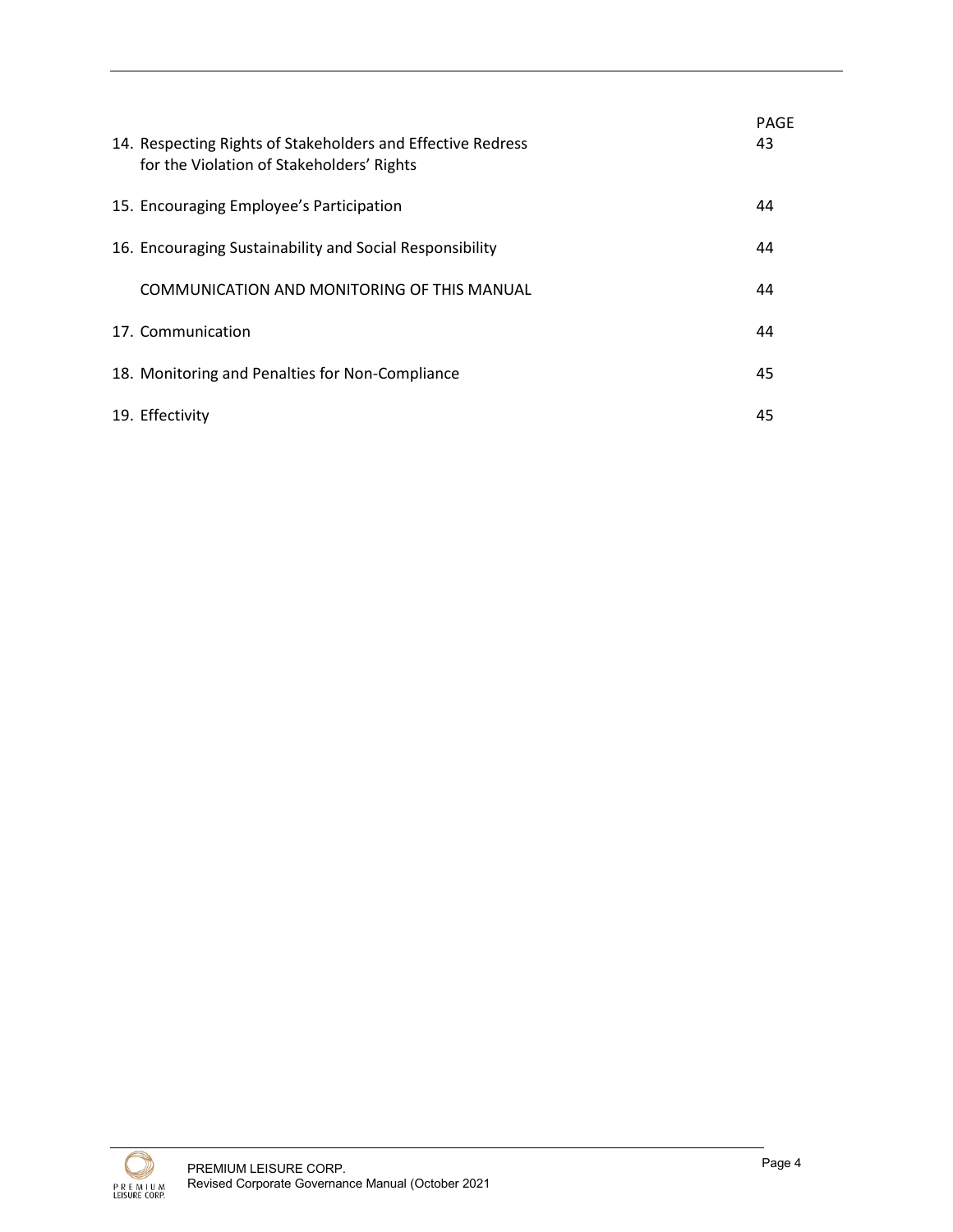| | PAGE |
|---|---|
| 14. Respecting Rights of Stakeholders and Effective Redress for the Violation of Stakeholders' Rights | 43 |
| 15. Encouraging Employee's Participation | 44 |
| 16. Encouraging Sustainability and Social Responsibility | 44 |
| COMMUNICATION AND MONITORING OF THIS MANUAL | 44 |
| 17. Communication | 44 |
| 18. Monitoring and Penalties for Non-Compliance | 45 |
| 19. Effectivity | 45 |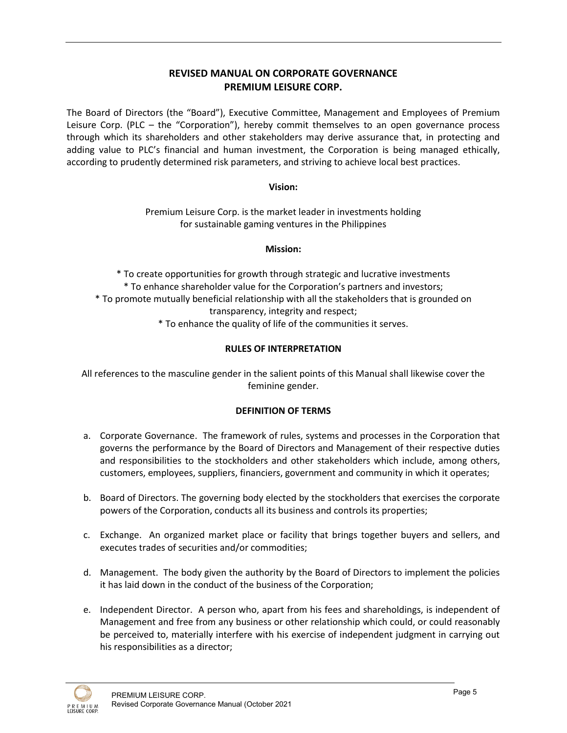# REVISED MANUAL ON CORPORATE GOVERNANCE
# PREMIUM LEISURE CORP.

The Board of Directors (the "Board"), Executive Committee, Management and Employees of Premium Leisure Corp. (PLC – the "Corporation"), hereby commit themselves to an open governance process through which its shareholders and other stakeholders may derive assurance that, in protecting and adding value to PLC's financial and human investment, the Corporation is being managed ethically, according to prudently determined risk parameters, and striving to achieve local best practices.

**Vision:**

Premium Leisure Corp. is the market leader in investments holding for sustainable gaming ventures in the Philippines

**Mission:**

* To create opportunities for growth through strategic and lucrative investments
* To enhance shareholder value for the Corporation's partners and investors;
* To promote mutually beneficial relationship with all the stakeholders that is grounded on transparency, integrity and respect;
* To enhance the quality of life of the communities it serves.

**RULES OF INTERPRETATION**

All references to the masculine gender in the salient points of this Manual shall likewise cover the feminine gender.

**DEFINITION OF TERMS**

a. Corporate Governance. The framework of rules, systems and processes in the Corporation that governs the performance by the Board of Directors and Management of their respective duties and responsibilities to the stockholders and other stakeholders which include, among others, customers, employees, suppliers, financiers, government and community in which it operates;

b. Board of Directors. The governing body elected by the stockholders that exercises the corporate powers of the Corporation, conducts all its business and controls its properties;

c. Exchange. An organized market place or facility that brings together buyers and sellers, and executes trades of securities and/or commodities;

d. Management. The body given the authority by the Board of Directors to implement the policies it has laid down in the conduct of the business of the Corporation;

e. Independent Director. A person who, apart from his fees and shareholdings, is independent of Management and free from any business or other relationship which could, or could reasonably be perceived to, materially interfere with his exercise of independent judgment in carrying out his responsibilities as a director;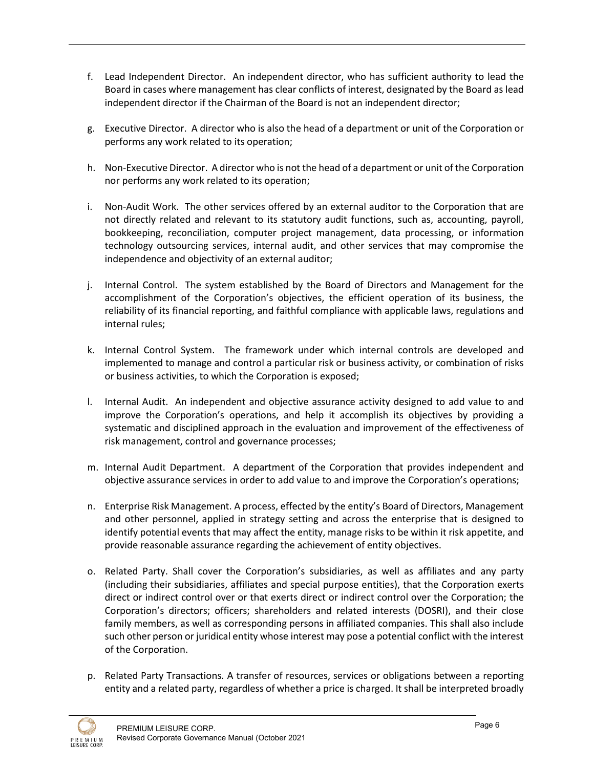f. Lead Independent Director. An independent director, who has sufficient authority to lead the Board in cases where management has clear conflicts of interest, designated by the Board as lead independent director if the Chairman of the Board is not an independent director;

g. Executive Director. A director who is also the head of a department or unit of the Corporation or performs any work related to its operation;

h. Non-Executive Director. A director who is not the head of a department or unit of the Corporation nor performs any work related to its operation;

i. Non-Audit Work. The other services offered by an external auditor to the Corporation that are not directly related and relevant to its statutory audit functions, such as, accounting, payroll, bookkeeping, reconciliation, computer project management, data processing, or information technology outsourcing services, internal audit, and other services that may compromise the independence and objectivity of an external auditor;

j. Internal Control. The system established by the Board of Directors and Management for the accomplishment of the Corporation's objectives, the efficient operation of its business, the reliability of its financial reporting, and faithful compliance with applicable laws, regulations and internal rules;

k. Internal Control System. The framework under which internal controls are developed and implemented to manage and control a particular risk or business activity, or combination of risks or business activities, to which the Corporation is exposed;

l. Internal Audit. An independent and objective assurance activity designed to add value to and improve the Corporation's operations, and help it accomplish its objectives by providing a systematic and disciplined approach in the evaluation and improvement of the effectiveness of risk management, control and governance processes;

m. Internal Audit Department. A department of the Corporation that provides independent and objective assurance services in order to add value to and improve the Corporation's operations;

n. Enterprise Risk Management. A process, effected by the entity's Board of Directors, Management and other personnel, applied in strategy setting and across the enterprise that is designed to identify potential events that may affect the entity, manage risks to be within it risk appetite, and provide reasonable assurance regarding the achievement of entity objectives.

o. Related Party. Shall cover the Corporation's subsidiaries, as well as affiliates and any party (including their subsidiaries, affiliates and special purpose entities), that the Corporation exerts direct or indirect control over or that exerts direct or indirect control over the Corporation; the Corporation's directors; officers; shareholders and related interests (DOSRI), and their close family members, as well as corresponding persons in affiliated companies. This shall also include such other person or juridical entity whose interest may pose a potential conflict with the interest of the Corporation.

p. Related Party Transactions. A transfer of resources, services or obligations between a reporting entity and a related party, regardless of whether a price is charged. It shall be interpreted broadly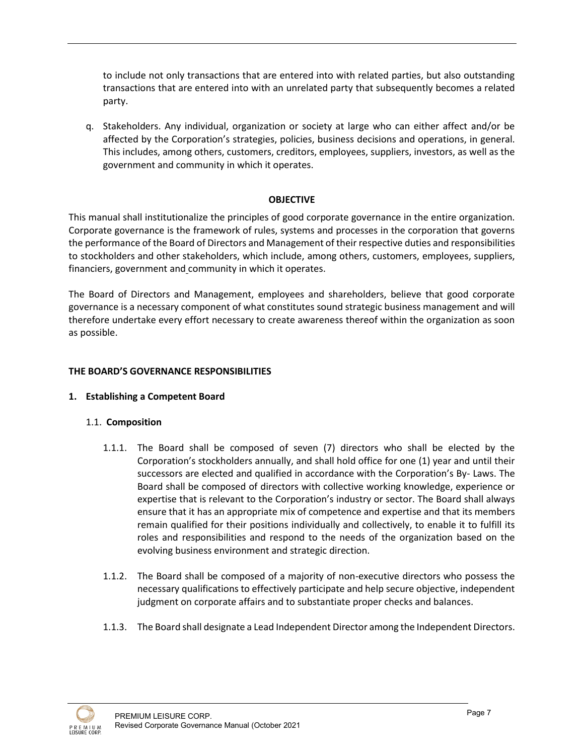to include not only transactions that are entered into with related parties, but also outstanding transactions that are entered into with an unrelated party that subsequently becomes a related party.

q. Stakeholders. Any individual, organization or society at large who can either affect and/or be affected by the Corporation's strategies, policies, business decisions and operations, in general. This includes, among others, customers, creditors, employees, suppliers, investors, as well as the government and community in which it operates.

## OBJECTIVE

This manual shall institutionalize the principles of good corporate governance in the entire organization. Corporate governance is the framework of rules, systems and processes in the corporation that governs the performance of the Board of Directors and Management of their respective duties and responsibilities to stockholders and other stakeholders, which include, among others, customers, employees, suppliers, financiers, government and community in which it operates.

The Board of Directors and Management, employees and shareholders, believe that good corporate governance is a necessary component of what constitutes sound strategic business management and will therefore undertake every effort necessary to create awareness thereof within the organization as soon as possible.

## THE BOARD'S GOVERNANCE RESPONSIBILITIES

### 1. Establishing a Competent Board

#### 1.1. Composition

1.1.1. The Board shall be composed of seven (7) directors who shall be elected by the Corporation's stockholders annually, and shall hold office for one (1) year and until their successors are elected and qualified in accordance with the Corporation's By- Laws. The Board shall be composed of directors with collective working knowledge, experience or expertise that is relevant to the Corporation's industry or sector. The Board shall always ensure that it has an appropriate mix of competence and expertise and that its members remain qualified for their positions individually and collectively, to enable it to fulfill its roles and responsibilities and respond to the needs of the organization based on the evolving business environment and strategic direction.

1.1.2. The Board shall be composed of a majority of non-executive directors who possess the necessary qualifications to effectively participate and help secure objective, independent judgment on corporate affairs and to substantiate proper checks and balances.

1.1.3. The Board shall designate a Lead Independent Director among the Independent Directors.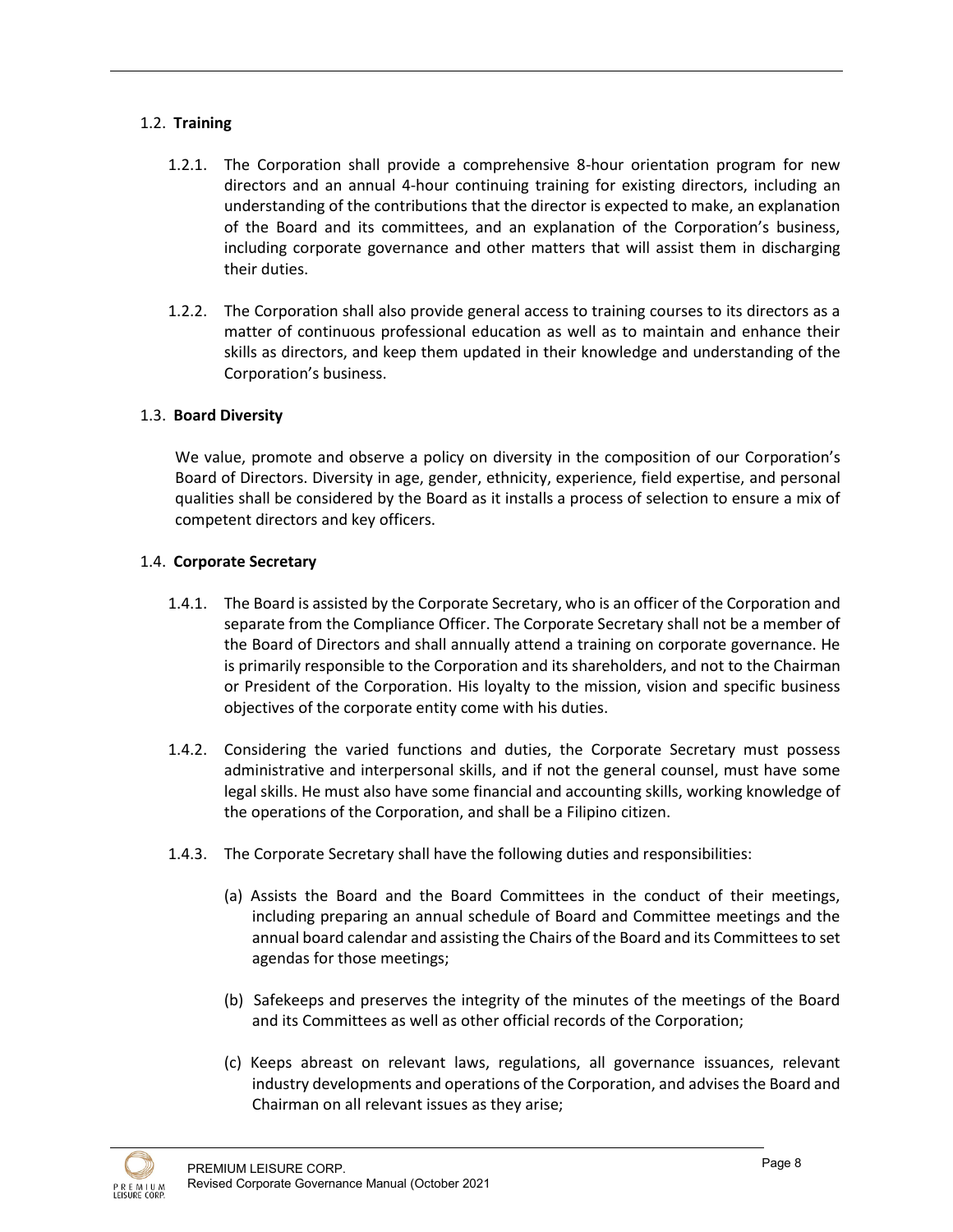### 1.2. **Training**

1.2.1. The Corporation shall provide a comprehensive 8-hour orientation program for new directors and an annual 4-hour continuing training for existing directors, including an understanding of the contributions that the director is expected to make, an explanation of the Board and its committees, and an explanation of the Corporation's business, including corporate governance and other matters that will assist them in discharging their duties.

1.2.2. The Corporation shall also provide general access to training courses to its directors as a matter of continuous professional education as well as to maintain and enhance their skills as directors, and keep them updated in their knowledge and understanding of the Corporation's business.

### 1.3. **Board Diversity**

We value, promote and observe a policy on diversity in the composition of our Corporation's Board of Directors. Diversity in age, gender, ethnicity, experience, field expertise, and personal qualities shall be considered by the Board as it installs a process of selection to ensure a mix of competent directors and key officers.

### 1.4. **Corporate Secretary**

1.4.1. The Board is assisted by the Corporate Secretary, who is an officer of the Corporation and separate from the Compliance Officer. The Corporate Secretary shall not be a member of the Board of Directors and shall annually attend a training on corporate governance. He is primarily responsible to the Corporation and its shareholders, and not to the Chairman or President of the Corporation. His loyalty to the mission, vision and specific business objectives of the corporate entity come with his duties.

1.4.2. Considering the varied functions and duties, the Corporate Secretary must possess administrative and interpersonal skills, and if not the general counsel, must have some legal skills. He must also have some financial and accounting skills, working knowledge of the operations of the Corporation, and shall be a Filipino citizen.

1.4.3. The Corporate Secretary shall have the following duties and responsibilities:

(a) Assists the Board and the Board Committees in the conduct of their meetings, including preparing an annual schedule of Board and Committee meetings and the annual board calendar and assisting the Chairs of the Board and its Committees to set agendas for those meetings;

(b) Safekeeps and preserves the integrity of the minutes of the meetings of the Board and its Committees as well as other official records of the Corporation;

(c) Keeps abreast on relevant laws, regulations, all governance issuances, relevant industry developments and operations of the Corporation, and advises the Board and Chairman on all relevant issues as they arise;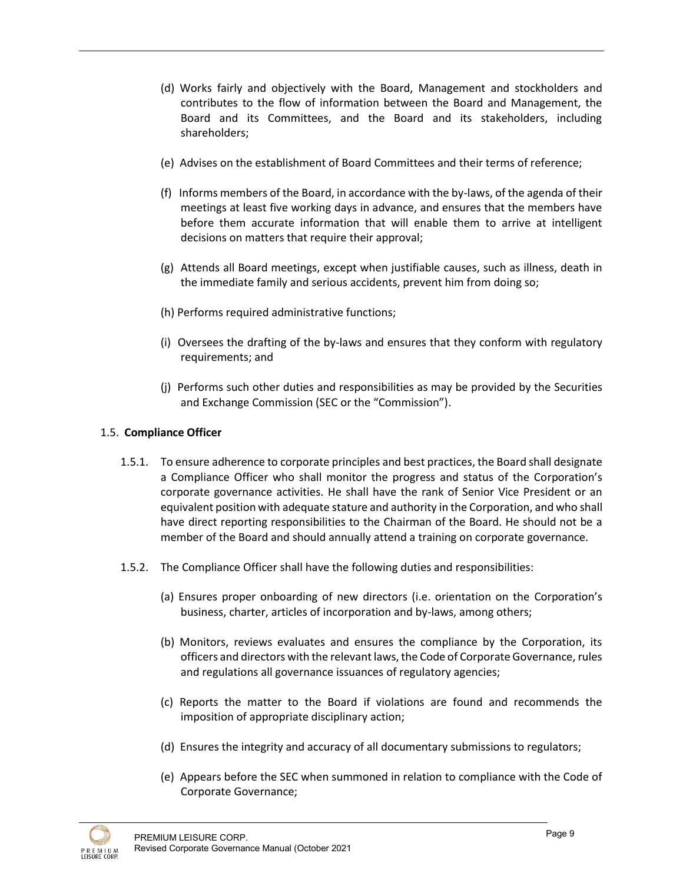(d) Works fairly and objectively with the Board, Management and stockholders and contributes to the flow of information between the Board and Management, the Board and its Committees, and the Board and its stakeholders, including shareholders;

(e) Advises on the establishment of Board Committees and their terms of reference;

(f) Informs members of the Board, in accordance with the by-laws, of the agenda of their meetings at least five working days in advance, and ensures that the members have before them accurate information that will enable them to arrive at intelligent decisions on matters that require their approval;

(g) Attends all Board meetings, except when justifiable causes, such as illness, death in the immediate family and serious accidents, prevent him from doing so;

(h) Performs required administrative functions;

(i) Oversees the drafting of the by-laws and ensures that they conform with regulatory requirements; and

(j) Performs such other duties and responsibilities as may be provided by the Securities and Exchange Commission (SEC or the "Commission").

1.5. **Compliance Officer**

1.5.1. To ensure adherence to corporate principles and best practices, the Board shall designate a Compliance Officer who shall monitor the progress and status of the Corporation's corporate governance activities. He shall have the rank of Senior Vice President or an equivalent position with adequate stature and authority in the Corporation, and who shall have direct reporting responsibilities to the Chairman of the Board. He should not be a member of the Board and should annually attend a training on corporate governance.

1.5.2. The Compliance Officer shall have the following duties and responsibilities:

(a) Ensures proper onboarding of new directors (i.e. orientation on the Corporation's business, charter, articles of incorporation and by-laws, among others;

(b) Monitors, reviews evaluates and ensures the compliance by the Corporation, its officers and directors with the relevant laws, the Code of Corporate Governance, rules and regulations all governance issuances of regulatory agencies;

(c) Reports the matter to the Board if violations are found and recommends the imposition of appropriate disciplinary action;

(d) Ensures the integrity and accuracy of all documentary submissions to regulators;

(e) Appears before the SEC when summoned in relation to compliance with the Code of Corporate Governance;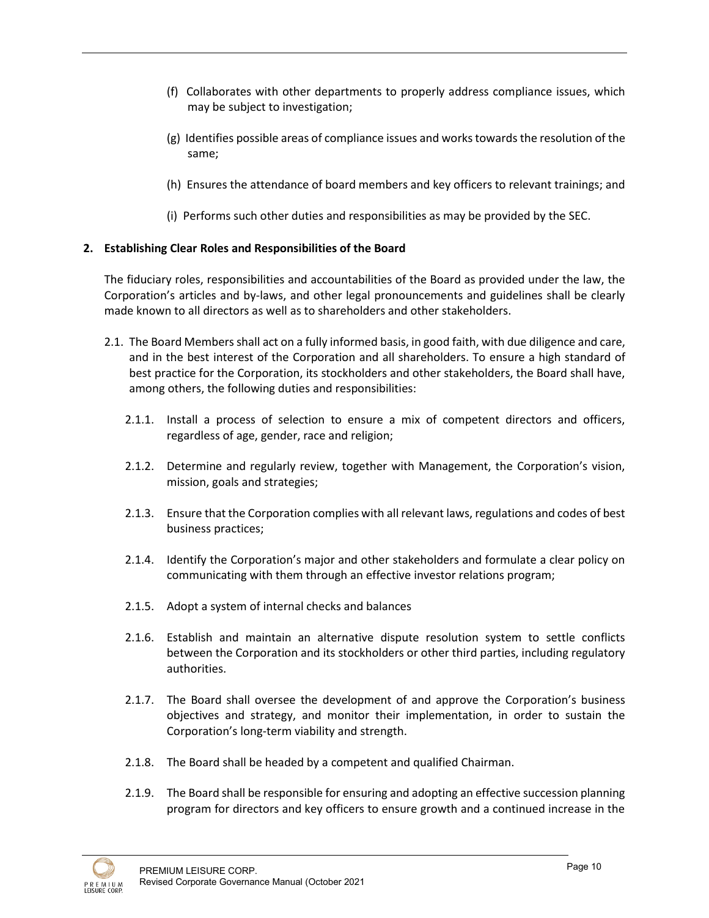(f) Collaborates with other departments to properly address compliance issues, which may be subject to investigation;

(g) Identifies possible areas of compliance issues and works towards the resolution of the same;

(h) Ensures the attendance of board members and key officers to relevant trainings; and

(i) Performs such other duties and responsibilities as may be provided by the SEC.

**2. Establishing Clear Roles and Responsibilities of the Board**

The fiduciary roles, responsibilities and accountabilities of the Board as provided under the law, the Corporation's articles and by-laws, and other legal pronouncements and guidelines shall be clearly made known to all directors as well as to shareholders and other stakeholders.

2.1. The Board Members shall act on a fully informed basis, in good faith, with due diligence and care, and in the best interest of the Corporation and all shareholders. To ensure a high standard of best practice for the Corporation, its stockholders and other stakeholders, the Board shall have, among others, the following duties and responsibilities:

2.1.1. Install a process of selection to ensure a mix of competent directors and officers, regardless of age, gender, race and religion;

2.1.2. Determine and regularly review, together with Management, the Corporation's vision, mission, goals and strategies;

2.1.3. Ensure that the Corporation complies with all relevant laws, regulations and codes of best business practices;

2.1.4. Identify the Corporation's major and other stakeholders and formulate a clear policy on communicating with them through an effective investor relations program;

2.1.5. Adopt a system of internal checks and balances

2.1.6. Establish and maintain an alternative dispute resolution system to settle conflicts between the Corporation and its stockholders or other third parties, including regulatory authorities.

2.1.7. The Board shall oversee the development of and approve the Corporation's business objectives and strategy, and monitor their implementation, in order to sustain the Corporation's long-term viability and strength.

2.1.8. The Board shall be headed by a competent and qualified Chairman.

2.1.9. The Board shall be responsible for ensuring and adopting an effective succession planning program for directors and key officers to ensure growth and a continued increase in the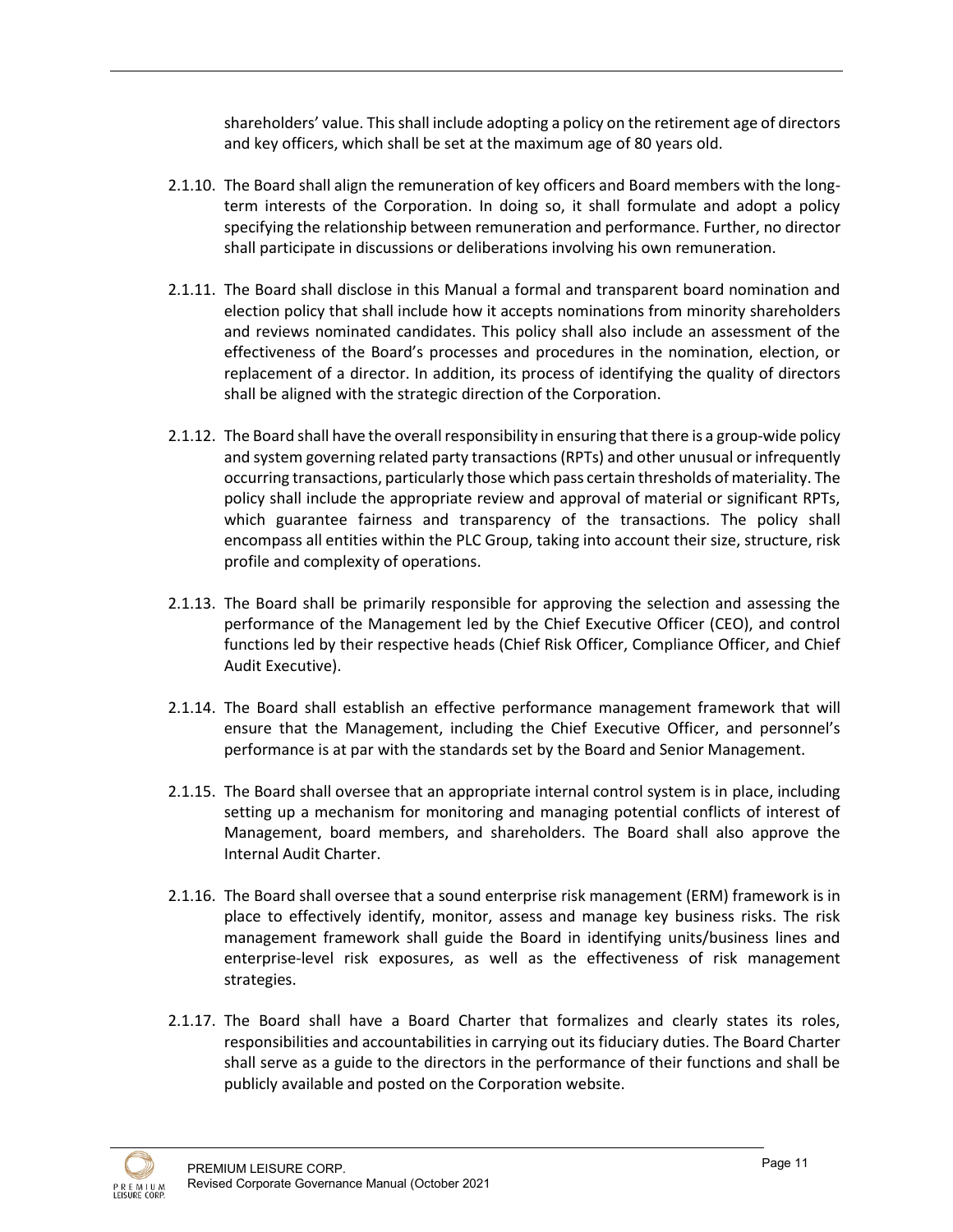shareholders' value. This shall include adopting a policy on the retirement age of directors and key officers, which shall be set at the maximum age of 80 years old.

2.1.10. The Board shall align the remuneration of key officers and Board members with the long-term interests of the Corporation. In doing so, it shall formulate and adopt a policy specifying the relationship between remuneration and performance. Further, no director shall participate in discussions or deliberations involving his own remuneration.

2.1.11. The Board shall disclose in this Manual a formal and transparent board nomination and election policy that shall include how it accepts nominations from minority shareholders and reviews nominated candidates. This policy shall also include an assessment of the effectiveness of the Board's processes and procedures in the nomination, election, or replacement of a director. In addition, its process of identifying the quality of directors shall be aligned with the strategic direction of the Corporation.

2.1.12. The Board shall have the overall responsibility in ensuring that there is a group-wide policy and system governing related party transactions (RPTs) and other unusual or infrequently occurring transactions, particularly those which pass certain thresholds of materiality. The policy shall include the appropriate review and approval of material or significant RPTs, which guarantee fairness and transparency of the transactions. The policy shall encompass all entities within the PLC Group, taking into account their size, structure, risk profile and complexity of operations.

2.1.13. The Board shall be primarily responsible for approving the selection and assessing the performance of the Management led by the Chief Executive Officer (CEO), and control functions led by their respective heads (Chief Risk Officer, Compliance Officer, and Chief Audit Executive).

2.1.14. The Board shall establish an effective performance management framework that will ensure that the Management, including the Chief Executive Officer, and personnel's performance is at par with the standards set by the Board and Senior Management.

2.1.15. The Board shall oversee that an appropriate internal control system is in place, including setting up a mechanism for monitoring and managing potential conflicts of interest of Management, board members, and shareholders. The Board shall also approve the Internal Audit Charter.

2.1.16. The Board shall oversee that a sound enterprise risk management (ERM) framework is in place to effectively identify, monitor, assess and manage key business risks. The risk management framework shall guide the Board in identifying units/business lines and enterprise-level risk exposures, as well as the effectiveness of risk management strategies.

2.1.17. The Board shall have a Board Charter that formalizes and clearly states its roles, responsibilities and accountabilities in carrying out its fiduciary duties. The Board Charter shall serve as a guide to the directors in the performance of their functions and shall be publicly available and posted on the Corporation website.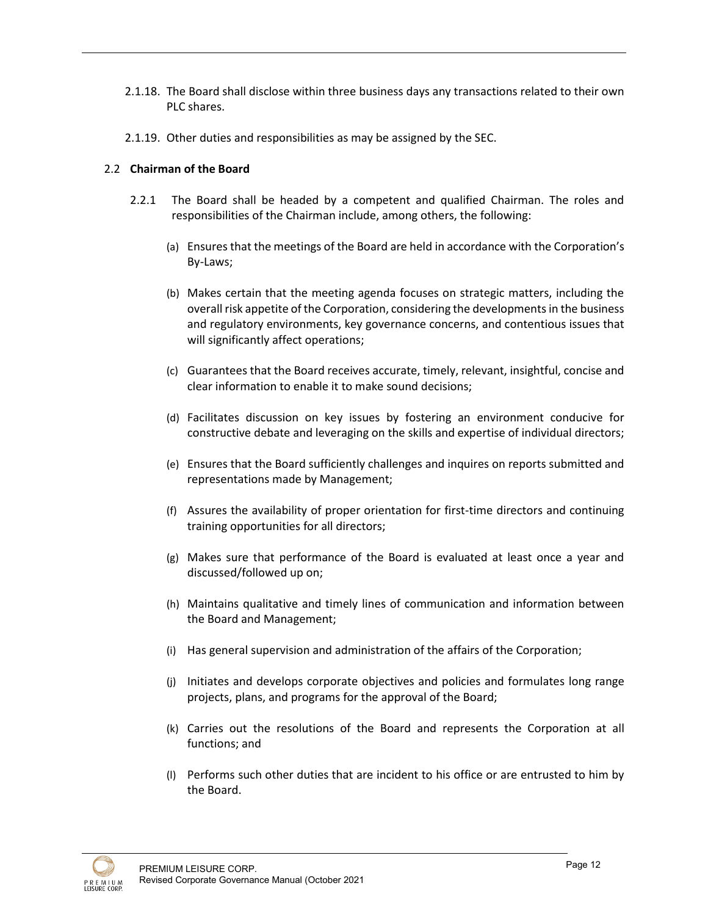2.1.18. The Board shall disclose within three business days any transactions related to their own PLC shares.

2.1.19. Other duties and responsibilities as may be assigned by the SEC.

## 2.2 **Chairman of the Board**

2.2.1 The Board shall be headed by a competent and qualified Chairman. The roles and responsibilities of the Chairman include, among others, the following:

(a) Ensures that the meetings of the Board are held in accordance with the Corporation's By-Laws;

(b) Makes certain that the meeting agenda focuses on strategic matters, including the overall risk appetite of the Corporation, considering the developments in the business and regulatory environments, key governance concerns, and contentious issues that will significantly affect operations;

(c) Guarantees that the Board receives accurate, timely, relevant, insightful, concise and clear information to enable it to make sound decisions;

(d) Facilitates discussion on key issues by fostering an environment conducive for constructive debate and leveraging on the skills and expertise of individual directors;

(e) Ensures that the Board sufficiently challenges and inquires on reports submitted and representations made by Management;

(f) Assures the availability of proper orientation for first-time directors and continuing training opportunities for all directors;

(g) Makes sure that performance of the Board is evaluated at least once a year and discussed/followed up on;

(h) Maintains qualitative and timely lines of communication and information between the Board and Management;

(i) Has general supervision and administration of the affairs of the Corporation;

(j) Initiates and develops corporate objectives and policies and formulates long range projects, plans, and programs for the approval of the Board;

(k) Carries out the resolutions of the Board and represents the Corporation at all functions; and

(l) Performs such other duties that are incident to his office or are entrusted to him by the Board.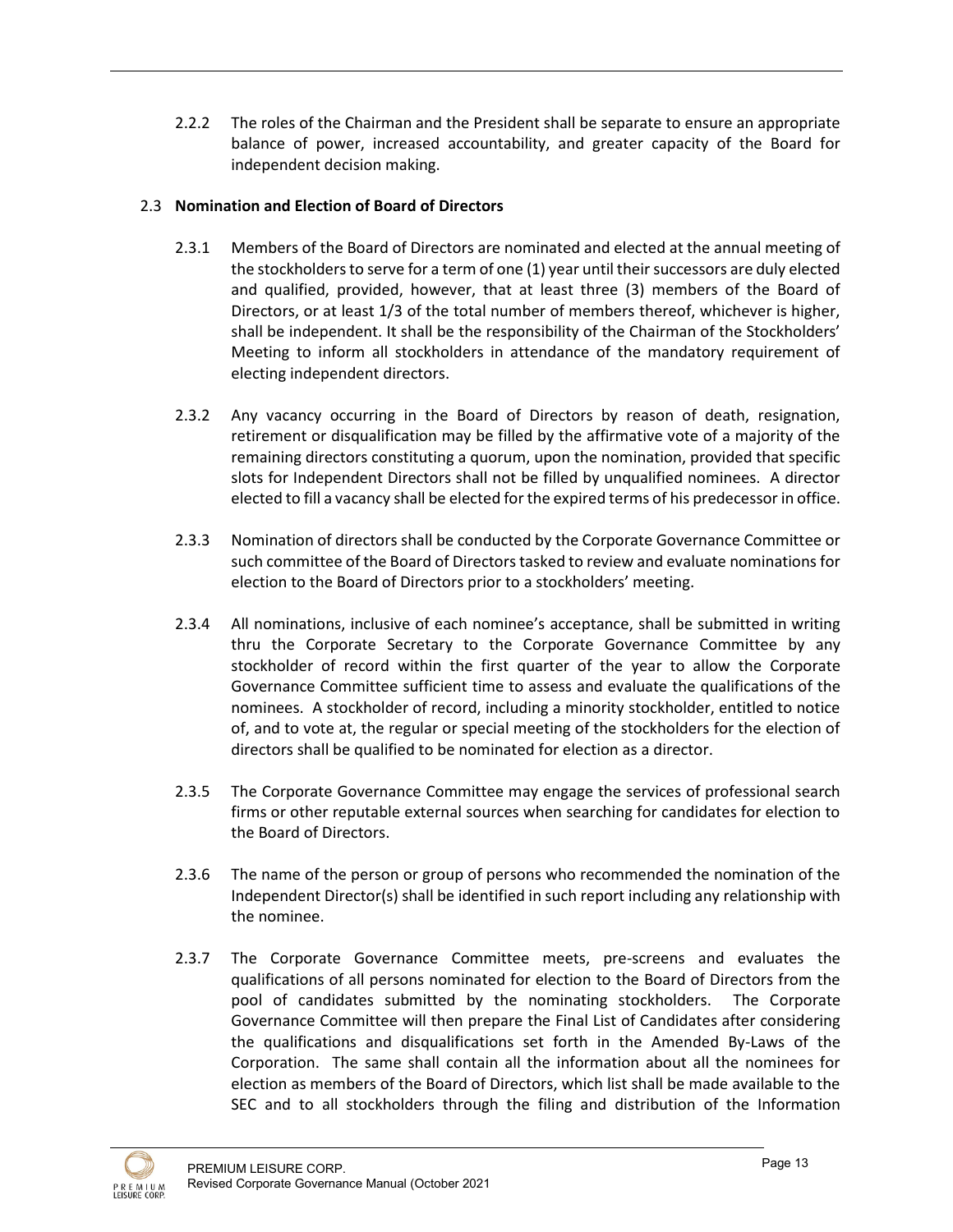2.2.2 The roles of the Chairman and the President shall be separate to ensure an appropriate balance of power, increased accountability, and greater capacity of the Board for independent decision making.

2.3 **Nomination and Election of Board of Directors**

2.3.1 Members of the Board of Directors are nominated and elected at the annual meeting of the stockholders to serve for a term of one (1) year until their successors are duly elected and qualified, provided, however, that at least three (3) members of the Board of Directors, or at least 1/3 of the total number of members thereof, whichever is higher, shall be independent. It shall be the responsibility of the Chairman of the Stockholders' Meeting to inform all stockholders in attendance of the mandatory requirement of electing independent directors.

2.3.2 Any vacancy occurring in the Board of Directors by reason of death, resignation, retirement or disqualification may be filled by the affirmative vote of a majority of the remaining directors constituting a quorum, upon the nomination, provided that specific slots for Independent Directors shall not be filled by unqualified nominees. A director elected to fill a vacancy shall be elected for the expired terms of his predecessor in office.

2.3.3 Nomination of directors shall be conducted by the Corporate Governance Committee or such committee of the Board of Directors tasked to review and evaluate nominations for election to the Board of Directors prior to a stockholders' meeting.

2.3.4 All nominations, inclusive of each nominee's acceptance, shall be submitted in writing thru the Corporate Secretary to the Corporate Governance Committee by any stockholder of record within the first quarter of the year to allow the Corporate Governance Committee sufficient time to assess and evaluate the qualifications of the nominees. A stockholder of record, including a minority stockholder, entitled to notice of, and to vote at, the regular or special meeting of the stockholders for the election of directors shall be qualified to be nominated for election as a director.

2.3.5 The Corporate Governance Committee may engage the services of professional search firms or other reputable external sources when searching for candidates for election to the Board of Directors.

2.3.6 The name of the person or group of persons who recommended the nomination of the Independent Director(s) shall be identified in such report including any relationship with the nominee.

2.3.7 The Corporate Governance Committee meets, pre-screens and evaluates the qualifications of all persons nominated for election to the Board of Directors from the pool of candidates submitted by the nominating stockholders. The Corporate Governance Committee will then prepare the Final List of Candidates after considering the qualifications and disqualifications set forth in the Amended By-Laws of the Corporation. The same shall contain all the information about all the nominees for election as members of the Board of Directors, which list shall be made available to the SEC and to all stockholders through the filing and distribution of the Information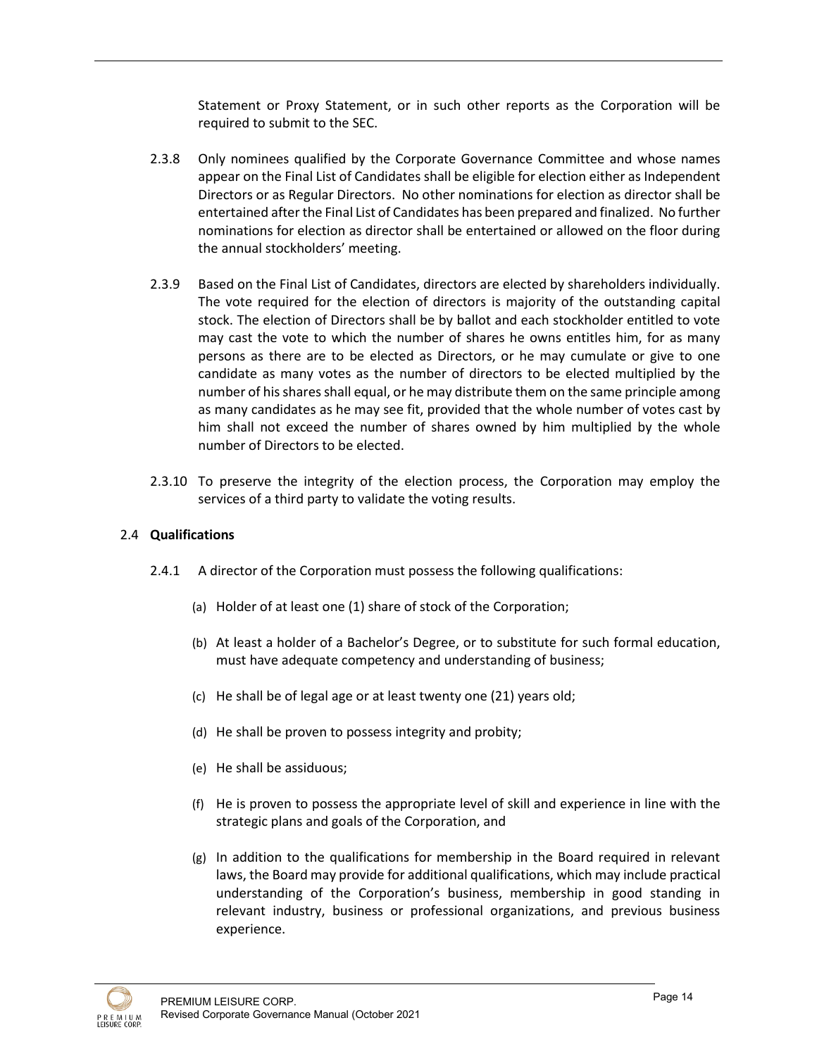Statement or Proxy Statement, or in such other reports as the Corporation will be required to submit to the SEC.

2.3.8 Only nominees qualified by the Corporate Governance Committee and whose names appear on the Final List of Candidates shall be eligible for election either as Independent Directors or as Regular Directors. No other nominations for election as director shall be entertained after the Final List of Candidates has been prepared and finalized. No further nominations for election as director shall be entertained or allowed on the floor during the annual stockholders' meeting.

2.3.9 Based on the Final List of Candidates, directors are elected by shareholders individually. The vote required for the election of directors is majority of the outstanding capital stock. The election of Directors shall be by ballot and each stockholder entitled to vote may cast the vote to which the number of shares he owns entitles him, for as many persons as there are to be elected as Directors, or he may cumulate or give to one candidate as many votes as the number of directors to be elected multiplied by the number of his shares shall equal, or he may distribute them on the same principle among as many candidates as he may see fit, provided that the whole number of votes cast by him shall not exceed the number of shares owned by him multiplied by the whole number of Directors to be elected.

2.3.10 To preserve the integrity of the election process, the Corporation may employ the services of a third party to validate the voting results.

## 2.4 **Qualifications**

2.4.1 A director of the Corporation must possess the following qualifications:

(a) Holder of at least one (1) share of stock of the Corporation;

(b) At least a holder of a Bachelor's Degree, or to substitute for such formal education, must have adequate competency and understanding of business;

(c) He shall be of legal age or at least twenty one (21) years old;

(d) He shall be proven to possess integrity and probity;

(e) He shall be assiduous;

(f) He is proven to possess the appropriate level of skill and experience in line with the strategic plans and goals of the Corporation, and

(g) In addition to the qualifications for membership in the Board required in relevant laws, the Board may provide for additional qualifications, which may include practical understanding of the Corporation's business, membership in good standing in relevant industry, business or professional organizations, and previous business experience.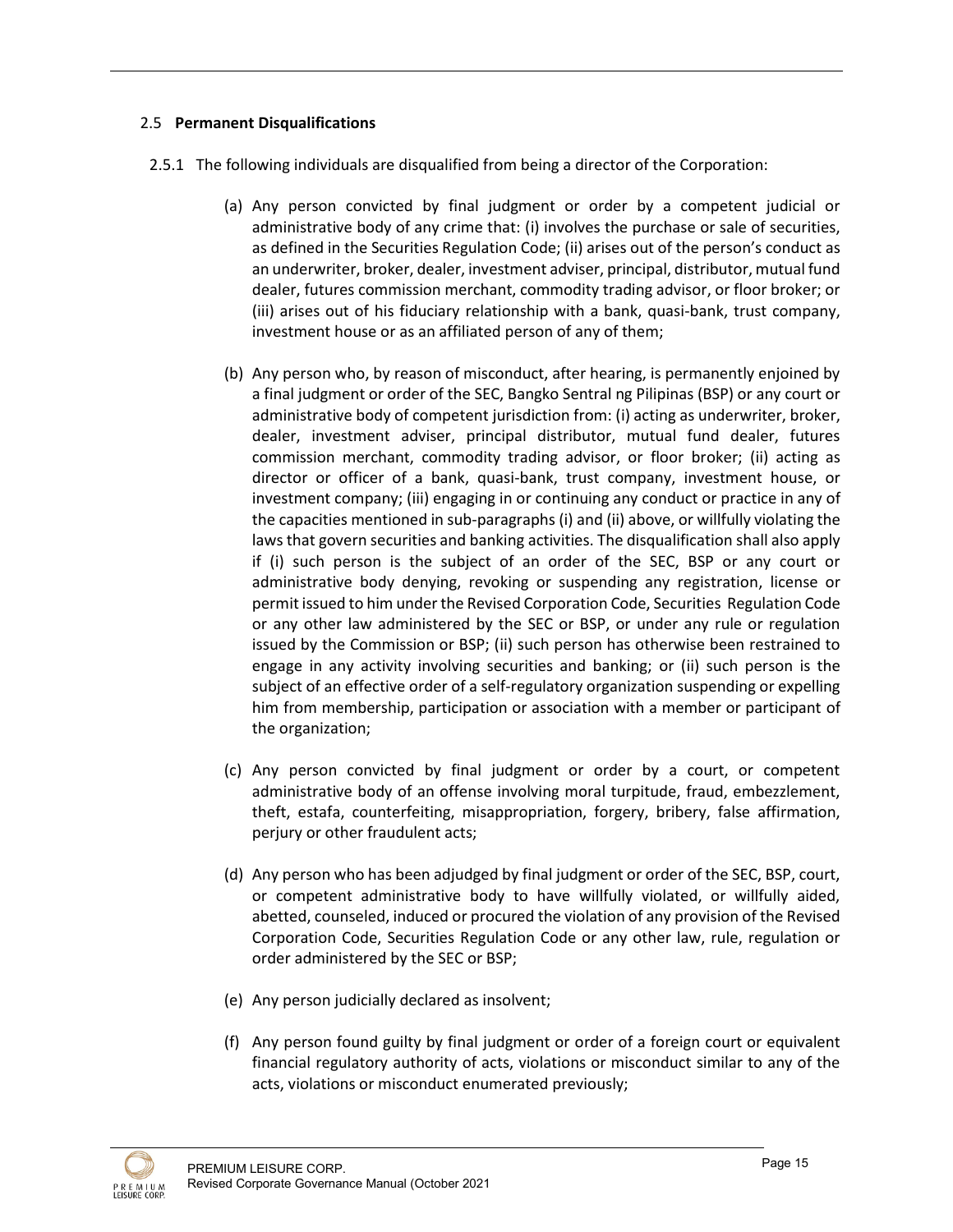## 2.5 **Permanent Disqualifications**

2.5.1 The following individuals are disqualified from being a director of the Corporation:

(a) Any person convicted by final judgment or order by a competent judicial or administrative body of any crime that: (i) involves the purchase or sale of securities, as defined in the Securities Regulation Code; (ii) arises out of the person's conduct as an underwriter, broker, dealer, investment adviser, principal, distributor, mutual fund dealer, futures commission merchant, commodity trading advisor, or floor broker; or (iii) arises out of his fiduciary relationship with a bank, quasi-bank, trust company, investment house or as an affiliated person of any of them;

(b) Any person who, by reason of misconduct, after hearing, is permanently enjoined by a final judgment or order of the SEC, Bangko Sentral ng Pilipinas (BSP) or any court or administrative body of competent jurisdiction from: (i) acting as underwriter, broker, dealer, investment adviser, principal distributor, mutual fund dealer, futures commission merchant, commodity trading advisor, or floor broker; (ii) acting as director or officer of a bank, quasi-bank, trust company, investment house, or investment company; (iii) engaging in or continuing any conduct or practice in any of the capacities mentioned in sub-paragraphs (i) and (ii) above, or willfully violating the laws that govern securities and banking activities. The disqualification shall also apply if (i) such person is the subject of an order of the SEC, BSP or any court or administrative body denying, revoking or suspending any registration, license or permit issued to him under the Revised Corporation Code, Securities Regulation Code or any other law administered by the SEC or BSP, or under any rule or regulation issued by the Commission or BSP; (ii) such person has otherwise been restrained to engage in any activity involving securities and banking; or (ii) such person is the subject of an effective order of a self-regulatory organization suspending or expelling him from membership, participation or association with a member or participant of the organization;

(c) Any person convicted by final judgment or order by a court, or competent administrative body of an offense involving moral turpitude, fraud, embezzlement, theft, estafa, counterfeiting, misappropriation, forgery, bribery, false affirmation, perjury or other fraudulent acts;

(d) Any person who has been adjudged by final judgment or order of the SEC, BSP, court, or competent administrative body to have willfully violated, or willfully aided, abetted, counseled, induced or procured the violation of any provision of the Revised Corporation Code, Securities Regulation Code or any other law, rule, regulation or order administered by the SEC or BSP;

(e) Any person judicially declared as insolvent;

(f) Any person found guilty by final judgment or order of a foreign court or equivalent financial regulatory authority of acts, violations or misconduct similar to any of the acts, violations or misconduct enumerated previously;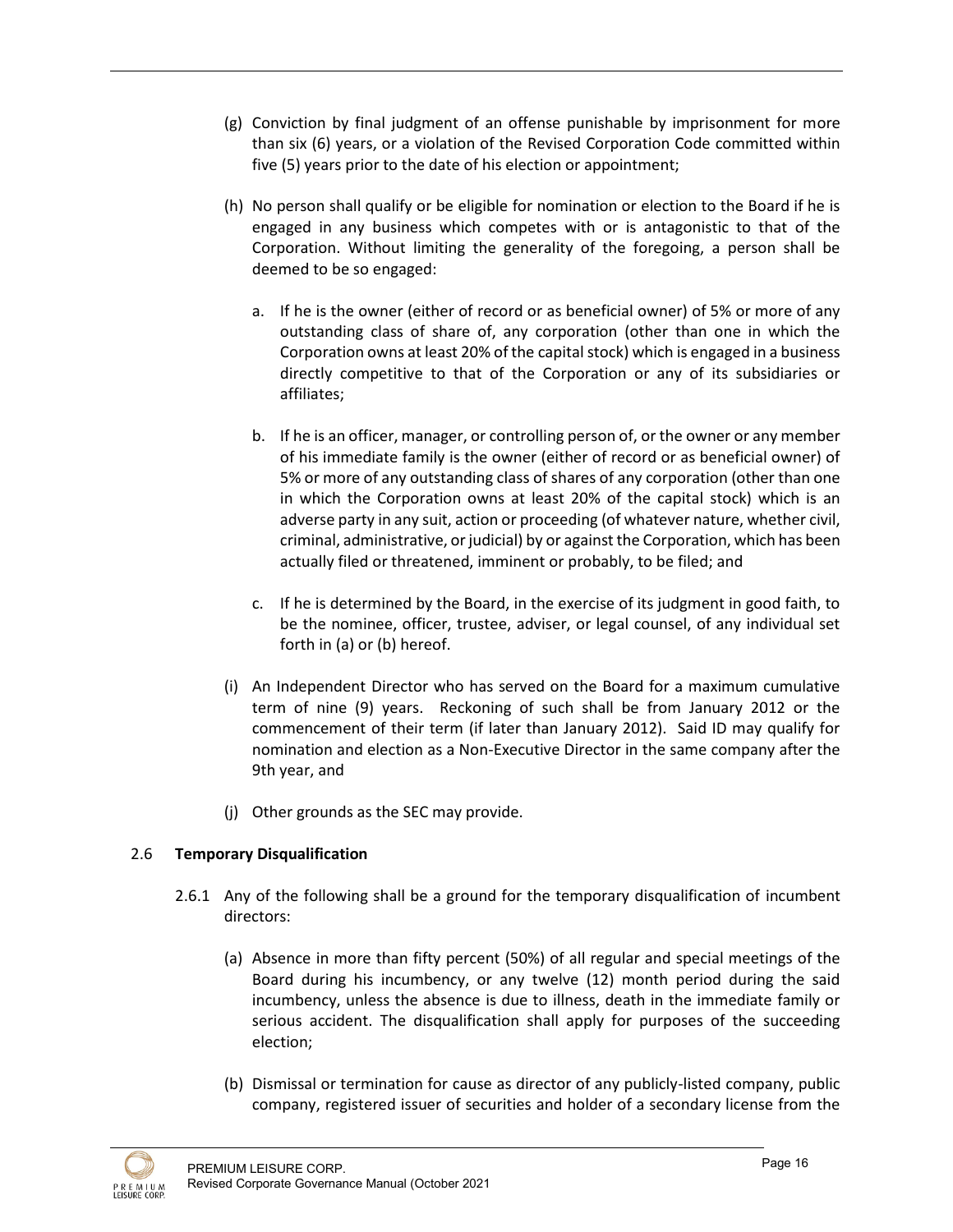(g) Conviction by final judgment of an offense punishable by imprisonment for more than six (6) years, or a violation of the Revised Corporation Code committed within five (5) years prior to the date of his election or appointment;

(h) No person shall qualify or be eligible for nomination or election to the Board if he is engaged in any business which competes with or is antagonistic to that of the Corporation. Without limiting the generality of the foregoing, a person shall be deemed to be so engaged:

   a. If he is the owner (either of record or as beneficial owner) of 5% or more of any outstanding class of share of, any corporation (other than one in which the Corporation owns at least 20% of the capital stock) which is engaged in a business directly competitive to that of the Corporation or any of its subsidiaries or affiliates;

   b. If he is an officer, manager, or controlling person of, or the owner or any member of his immediate family is the owner (either of record or as beneficial owner) of 5% or more of any outstanding class of shares of any corporation (other than one in which the Corporation owns at least 20% of the capital stock) which is an adverse party in any suit, action or proceeding (of whatever nature, whether civil, criminal, administrative, or judicial) by or against the Corporation, which has been actually filed or threatened, imminent or probably, to be filed; and

   c. If he is determined by the Board, in the exercise of its judgment in good faith, to be the nominee, officer, trustee, adviser, or legal counsel, of any individual set forth in (a) or (b) hereof.

(i) An Independent Director who has served on the Board for a maximum cumulative term of nine (9) years. Reckoning of such shall be from January 2012 or the commencement of their term (if later than January 2012). Said ID may qualify for nomination and election as a Non-Executive Director in the same company after the 9th year, and

(j) Other grounds as the SEC may provide.

### 2.6 Temporary Disqualification

2.6.1 Any of the following shall be a ground for the temporary disqualification of incumbent directors:

(a) Absence in more than fifty percent (50%) of all regular and special meetings of the Board during his incumbency, or any twelve (12) month period during the said incumbency, unless the absence is due to illness, death in the immediate family or serious accident. The disqualification shall apply for purposes of the succeeding election;

(b) Dismissal or termination for cause as director of any publicly-listed company, public company, registered issuer of securities and holder of a secondary license from the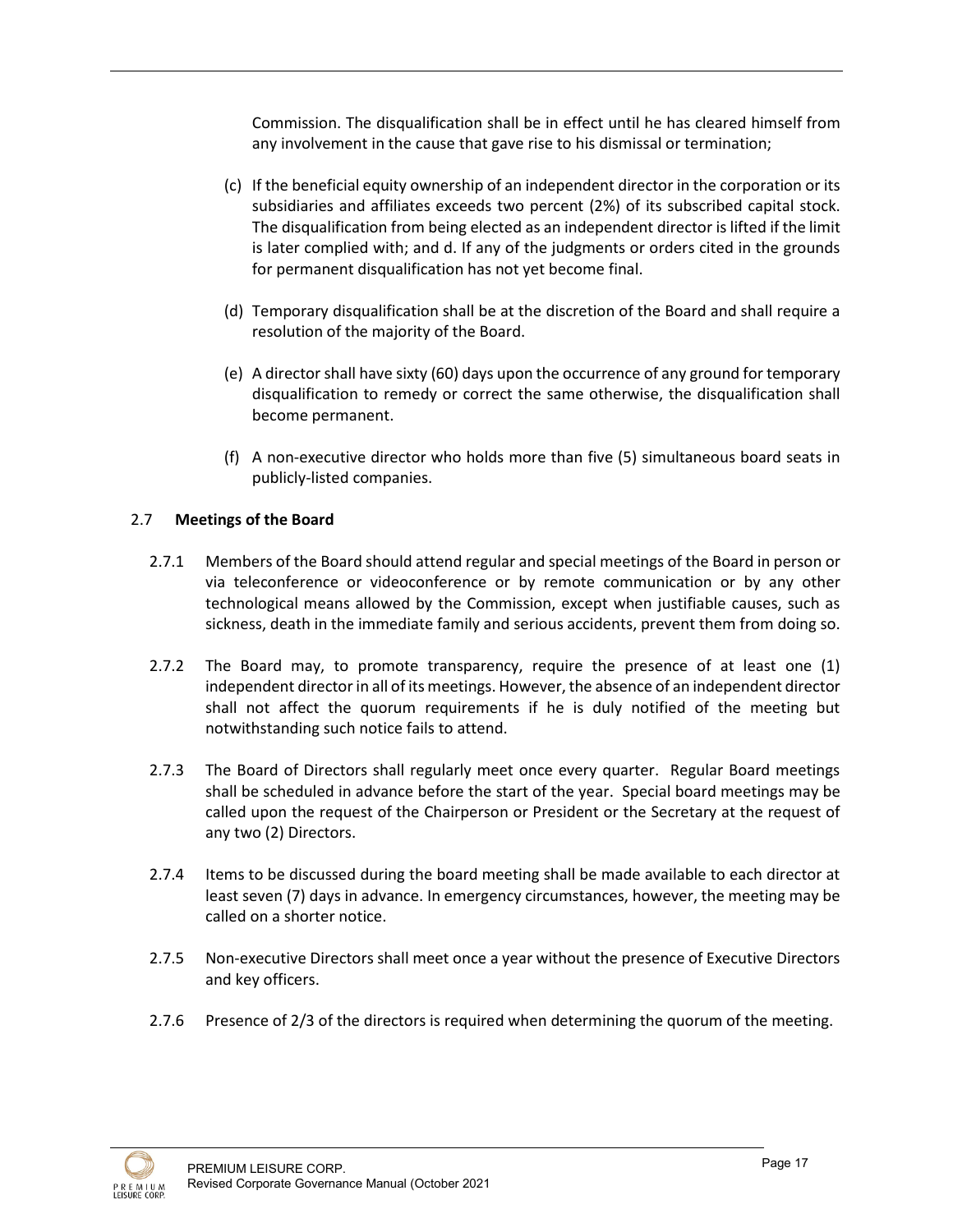Commission. The disqualification shall be in effect until he has cleared himself from any involvement in the cause that gave rise to his dismissal or termination;

(c) If the beneficial equity ownership of an independent director in the corporation or its subsidiaries and affiliates exceeds two percent (2%) of its subscribed capital stock. The disqualification from being elected as an independent director is lifted if the limit is later complied with; and d. If any of the judgments or orders cited in the grounds for permanent disqualification has not yet become final.

(d) Temporary disqualification shall be at the discretion of the Board and shall require a resolution of the majority of the Board.

(e) A director shall have sixty (60) days upon the occurrence of any ground for temporary disqualification to remedy or correct the same otherwise, the disqualification shall become permanent.

(f) A non-executive director who holds more than five (5) simultaneous board seats in publicly-listed companies.

2.7 **Meetings of the Board**

2.7.1 Members of the Board should attend regular and special meetings of the Board in person or via teleconference or videoconference or by remote communication or by any other technological means allowed by the Commission, except when justifiable causes, such as sickness, death in the immediate family and serious accidents, prevent them from doing so.

2.7.2 The Board may, to promote transparency, require the presence of at least one (1) independent director in all of its meetings. However, the absence of an independent director shall not affect the quorum requirements if he is duly notified of the meeting but notwithstanding such notice fails to attend.

2.7.3 The Board of Directors shall regularly meet once every quarter. Regular Board meetings shall be scheduled in advance before the start of the year. Special board meetings may be called upon the request of the Chairperson or President or the Secretary at the request of any two (2) Directors.

2.7.4 Items to be discussed during the board meeting shall be made available to each director at least seven (7) days in advance. In emergency circumstances, however, the meeting may be called on a shorter notice.

2.7.5 Non-executive Directors shall meet once a year without the presence of Executive Directors and key officers.

2.7.6 Presence of 2/3 of the directors is required when determining the quorum of the meeting.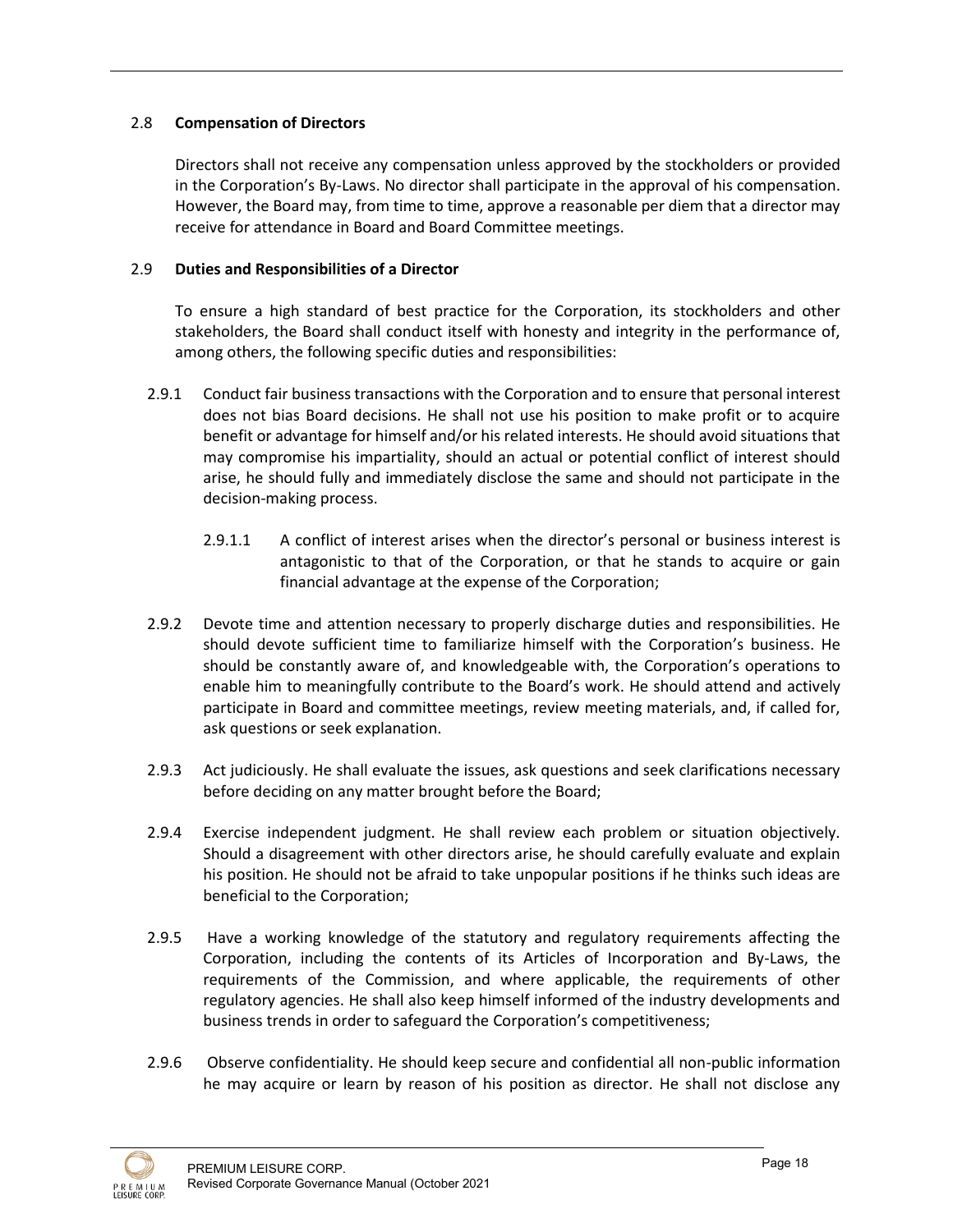## 2.8 **Compensation of Directors**

Directors shall not receive any compensation unless approved by the stockholders or provided in the Corporation's By-Laws. No director shall participate in the approval of his compensation. However, the Board may, from time to time, approve a reasonable per diem that a director may receive for attendance in Board and Board Committee meetings.

## 2.9 **Duties and Responsibilities of a Director**

To ensure a high standard of best practice for the Corporation, its stockholders and other stakeholders, the Board shall conduct itself with honesty and integrity in the performance of, among others, the following specific duties and responsibilities:

2.9.1 Conduct fair business transactions with the Corporation and to ensure that personal interest does not bias Board decisions. He shall not use his position to make profit or to acquire benefit or advantage for himself and/or his related interests. He should avoid situations that may compromise his impartiality, should an actual or potential conflict of interest should arise, he should fully and immediately disclose the same and should not participate in the decision-making process.

2.9.1.1 A conflict of interest arises when the director's personal or business interest is antagonistic to that of the Corporation, or that he stands to acquire or gain financial advantage at the expense of the Corporation;

2.9.2 Devote time and attention necessary to properly discharge duties and responsibilities. He should devote sufficient time to familiarize himself with the Corporation's business. He should be constantly aware of, and knowledgeable with, the Corporation's operations to enable him to meaningfully contribute to the Board's work. He should attend and actively participate in Board and committee meetings, review meeting materials, and, if called for, ask questions or seek explanation.

2.9.3 Act judiciously. He shall evaluate the issues, ask questions and seek clarifications necessary before deciding on any matter brought before the Board;

2.9.4 Exercise independent judgment. He shall review each problem or situation objectively. Should a disagreement with other directors arise, he should carefully evaluate and explain his position. He should not be afraid to take unpopular positions if he thinks such ideas are beneficial to the Corporation;

2.9.5 Have a working knowledge of the statutory and regulatory requirements affecting the Corporation, including the contents of its Articles of Incorporation and By-Laws, the requirements of the Commission, and where applicable, the requirements of other regulatory agencies. He shall also keep himself informed of the industry developments and business trends in order to safeguard the Corporation's competitiveness;

2.9.6 Observe confidentiality. He should keep secure and confidential all non-public information he may acquire or learn by reason of his position as director. He shall not disclose any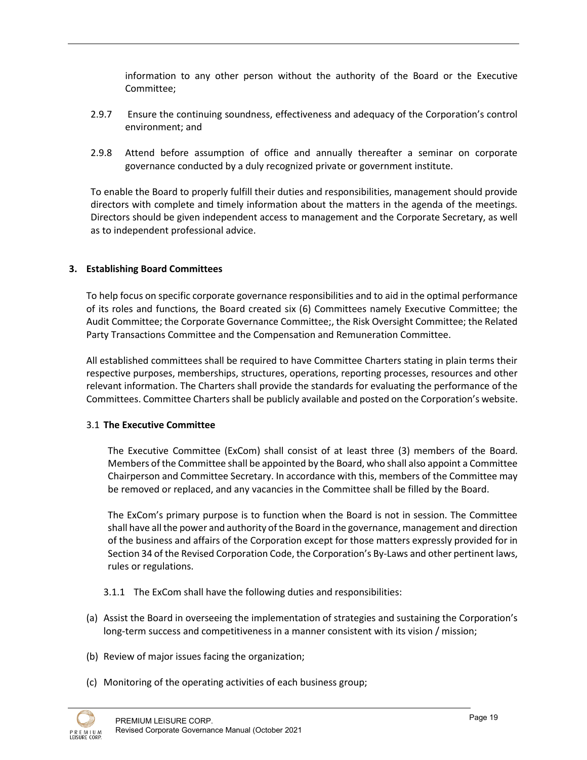information to any other person without the authority of the Board or the Executive Committee;

2.9.7 Ensure the continuing soundness, effectiveness and adequacy of the Corporation's control environment; and

2.9.8 Attend before assumption of office and annually thereafter a seminar on corporate governance conducted by a duly recognized private or government institute.

To enable the Board to properly fulfill their duties and responsibilities, management should provide directors with complete and timely information about the matters in the agenda of the meetings. Directors should be given independent access to management and the Corporate Secretary, as well as to independent professional advice.

**3. Establishing Board Committees**

To help focus on specific corporate governance responsibilities and to aid in the optimal performance of its roles and functions, the Board created six (6) Committees namely Executive Committee; the Audit Committee; the Corporate Governance Committee;, the Risk Oversight Committee; the Related Party Transactions Committee and the Compensation and Remuneration Committee.

All established committees shall be required to have Committee Charters stating in plain terms their respective purposes, memberships, structures, operations, reporting processes, resources and other relevant information. The Charters shall provide the standards for evaluating the performance of the Committees. Committee Charters shall be publicly available and posted on the Corporation's website.

3.1 **The Executive Committee**

The Executive Committee (ExCom) shall consist of at least three (3) members of the Board. Members of the Committee shall be appointed by the Board, who shall also appoint a Committee Chairperson and Committee Secretary. In accordance with this, members of the Committee may be removed or replaced, and any vacancies in the Committee shall be filled by the Board.

The ExCom's primary purpose is to function when the Board is not in session. The Committee shall have all the power and authority of the Board in the governance, management and direction of the business and affairs of the Corporation except for those matters expressly provided for in Section 34 of the Revised Corporation Code, the Corporation's By-Laws and other pertinent laws, rules or regulations.

3.1.1 The ExCom shall have the following duties and responsibilities:

(a) Assist the Board in overseeing the implementation of strategies and sustaining the Corporation's long-term success and competitiveness in a manner consistent with its vision / mission;

(b) Review of major issues facing the organization;

(c) Monitoring of the operating activities of each business group;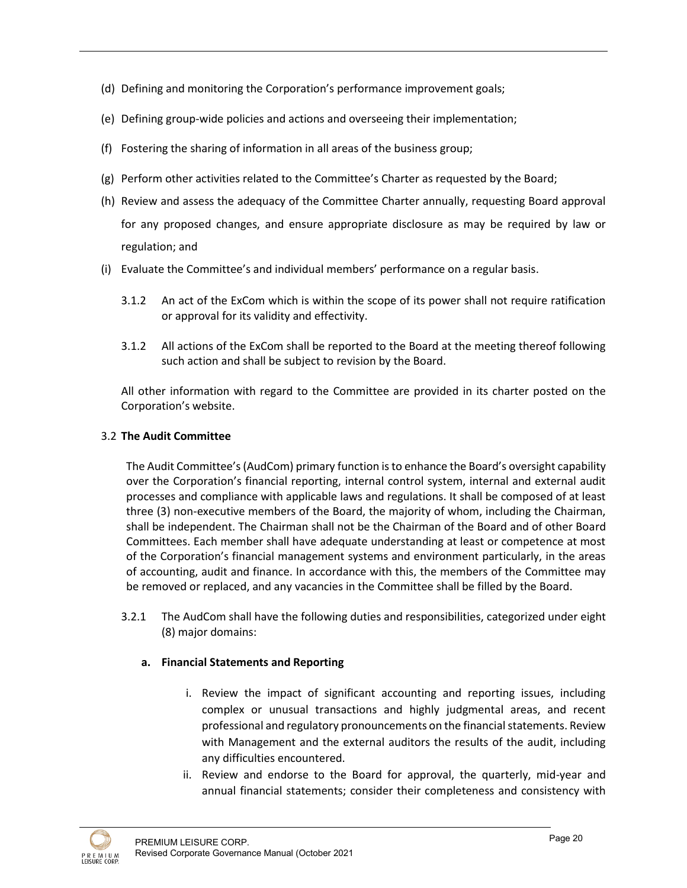(d) Defining and monitoring the Corporation's performance improvement goals;

(e) Defining group-wide policies and actions and overseeing their implementation;

(f) Fostering the sharing of information in all areas of the business group;

(g) Perform other activities related to the Committee's Charter as requested by the Board;

(h) Review and assess the adequacy of the Committee Charter annually, requesting Board approval for any proposed changes, and ensure appropriate disclosure as may be required by law or regulation; and

(i) Evaluate the Committee's and individual members' performance on a regular basis.

3.1.2 An act of the ExCom which is within the scope of its power shall not require ratification or approval for its validity and effectivity.

3.1.2 All actions of the ExCom shall be reported to the Board at the meeting thereof following such action and shall be subject to revision by the Board.

All other information with regard to the Committee are provided in its charter posted on the Corporation's website.

3.2 **The Audit Committee**

The Audit Committee's (AudCom) primary function is to enhance the Board's oversight capability over the Corporation's financial reporting, internal control system, internal and external audit processes and compliance with applicable laws and regulations. It shall be composed of at least three (3) non-executive members of the Board, the majority of whom, including the Chairman, shall be independent. The Chairman shall not be the Chairman of the Board and of other Board Committees. Each member shall have adequate understanding at least or competence at most of the Corporation's financial management systems and environment particularly, in the areas of accounting, audit and finance. In accordance with this, the members of the Committee may be removed or replaced, and any vacancies in the Committee shall be filled by the Board.

3.2.1 The AudCom shall have the following duties and responsibilities, categorized under eight (8) major domains:

**a. Financial Statements and Reporting**

i. Review the impact of significant accounting and reporting issues, including complex or unusual transactions and highly judgmental areas, and recent professional and regulatory pronouncements on the financial statements. Review with Management and the external auditors the results of the audit, including any difficulties encountered.

ii. Review and endorse to the Board for approval, the quarterly, mid-year and annual financial statements; consider their completeness and consistency with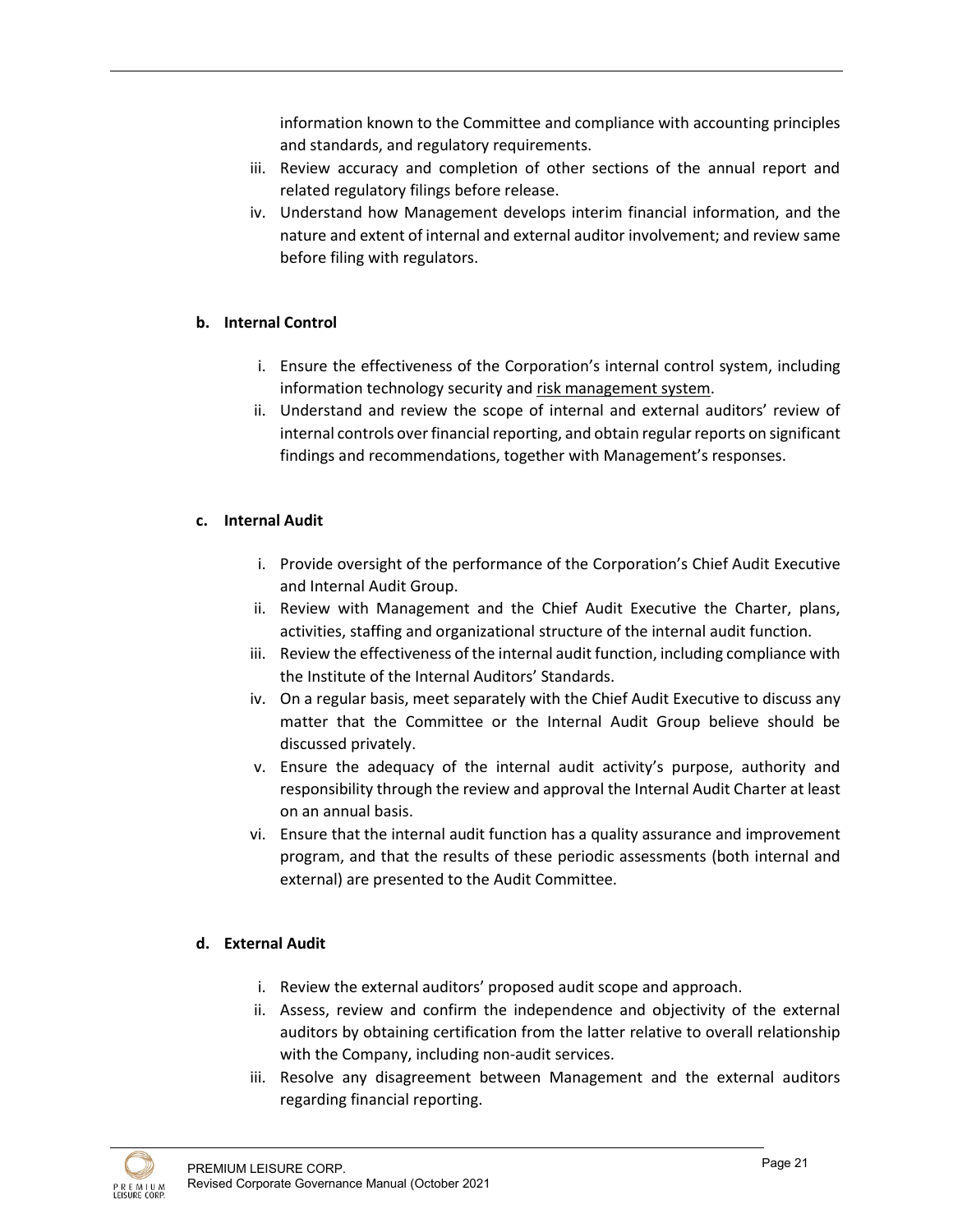information known to the Committee and compliance with accounting principles and standards, and regulatory requirements.

iii. Review accuracy and completion of other sections of the annual report and related regulatory filings before release.

iv. Understand how Management develops interim financial information, and the nature and extent of internal and external auditor involvement; and review same before filing with regulators.

**b. Internal Control**

i. Ensure the effectiveness of the Corporation's internal control system, including information technology security and risk management system.

ii. Understand and review the scope of internal and external auditors' review of internal controls over financial reporting, and obtain regular reports on significant findings and recommendations, together with Management's responses.

**c. Internal Audit**

i. Provide oversight of the performance of the Corporation's Chief Audit Executive and Internal Audit Group.

ii. Review with Management and the Chief Audit Executive the Charter, plans, activities, staffing and organizational structure of the internal audit function.

iii. Review the effectiveness of the internal audit function, including compliance with the Institute of the Internal Auditors' Standards.

iv. On a regular basis, meet separately with the Chief Audit Executive to discuss any matter that the Committee or the Internal Audit Group believe should be discussed privately.

v. Ensure the adequacy of the internal audit activity's purpose, authority and responsibility through the review and approval the Internal Audit Charter at least on an annual basis.

vi. Ensure that the internal audit function has a quality assurance and improvement program, and that the results of these periodic assessments (both internal and external) are presented to the Audit Committee.

**d. External Audit**

i. Review the external auditors' proposed audit scope and approach.

ii. Assess, review and confirm the independence and objectivity of the external auditors by obtaining certification from the latter relative to overall relationship with the Company, including non-audit services.

iii. Resolve any disagreement between Management and the external auditors regarding financial reporting.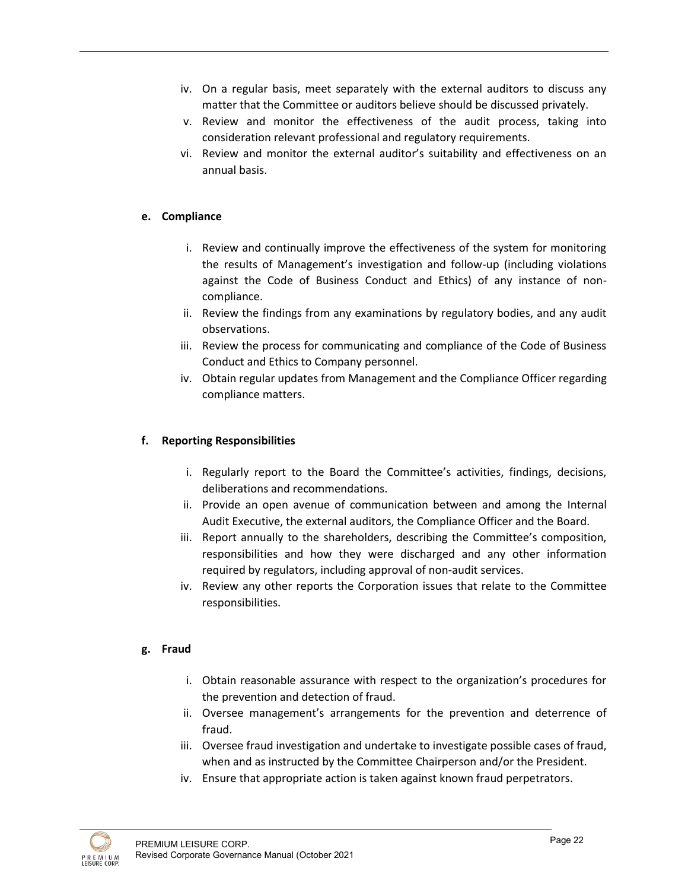iv. On a regular basis, meet separately with the external auditors to discuss any matter that the Committee or auditors believe should be discussed privately.
v. Review and monitor the effectiveness of the audit process, taking into consideration relevant professional and regulatory requirements.
vi. Review and monitor the external auditor's suitability and effectiveness on an annual basis.

**e. Compliance**

i. Review and continually improve the effectiveness of the system for monitoring the results of Management's investigation and follow-up (including violations against the Code of Business Conduct and Ethics) of any instance of non-compliance.
ii. Review the findings from any examinations by regulatory bodies, and any audit observations.
iii. Review the process for communicating and compliance of the Code of Business Conduct and Ethics to Company personnel.
iv. Obtain regular updates from Management and the Compliance Officer regarding compliance matters.

**f. Reporting Responsibilities**

i. Regularly report to the Board the Committee's activities, findings, decisions, deliberations and recommendations.
ii. Provide an open avenue of communication between and among the Internal Audit Executive, the external auditors, the Compliance Officer and the Board.
iii. Report annually to the shareholders, describing the Committee's composition, responsibilities and how they were discharged and any other information required by regulators, including approval of non-audit services.
iv. Review any other reports the Corporation issues that relate to the Committee responsibilities.

**g. Fraud**

i. Obtain reasonable assurance with respect to the organization's procedures for the prevention and detection of fraud.
ii. Oversee management's arrangements for the prevention and deterrence of fraud.
iii. Oversee fraud investigation and undertake to investigate possible cases of fraud, when and as instructed by the Committee Chairperson and/or the President.
iv. Ensure that appropriate action is taken against known fraud perpetrators.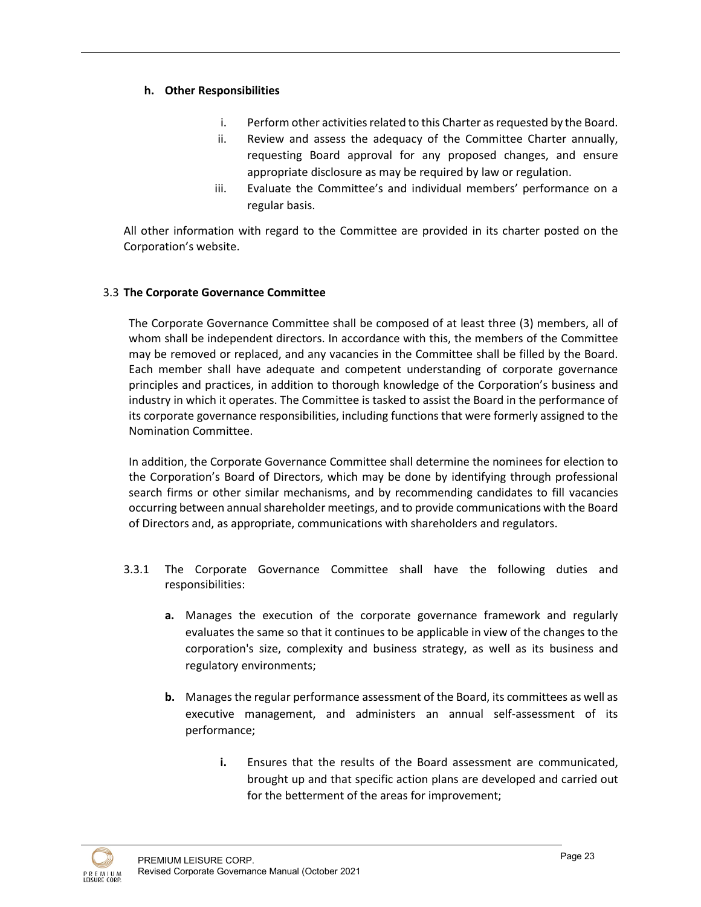**h. Other Responsibilities**

i. Perform other activities related to this Charter as requested by the Board.

ii. Review and assess the adequacy of the Committee Charter annually, requesting Board approval for any proposed changes, and ensure appropriate disclosure as may be required by law or regulation.

iii. Evaluate the Committee's and individual members' performance on a regular basis.

All other information with regard to the Committee are provided in its charter posted on the Corporation's website.

### 3.3 **The Corporate Governance Committee**

The Corporate Governance Committee shall be composed of at least three (3) members, all of whom shall be independent directors. In accordance with this, the members of the Committee may be removed or replaced, and any vacancies in the Committee shall be filled by the Board. Each member shall have adequate and competent understanding of corporate governance principles and practices, in addition to thorough knowledge of the Corporation's business and industry in which it operates. The Committee is tasked to assist the Board in the performance of its corporate governance responsibilities, including functions that were formerly assigned to the Nomination Committee.

In addition, the Corporate Governance Committee shall determine the nominees for election to the Corporation's Board of Directors, which may be done by identifying through professional search firms or other similar mechanisms, and by recommending candidates to fill vacancies occurring between annual shareholder meetings, and to provide communications with the Board of Directors and, as appropriate, communications with shareholders and regulators.

3.3.1 The Corporate Governance Committee shall have the following duties and responsibilities:

**a.** Manages the execution of the corporate governance framework and regularly evaluates the same so that it continues to be applicable in view of the changes to the corporation's size, complexity and business strategy, as well as its business and regulatory environments;

**b.** Manages the regular performance assessment of the Board, its committees as well as executive management, and administers an annual self-assessment of its performance;

**i.** Ensures that the results of the Board assessment are communicated, brought up and that specific action plans are developed and carried out for the betterment of the areas for improvement;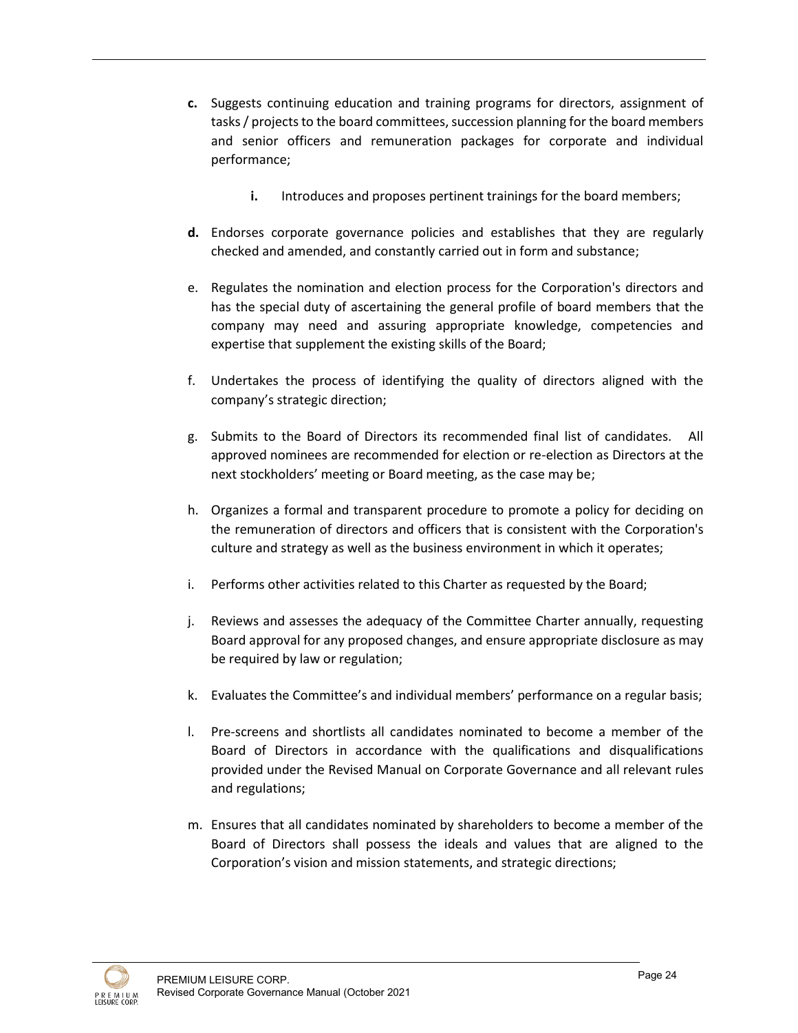**c.** Suggests continuing education and training programs for directors, assignment of tasks / projects to the board committees, succession planning for the board members and senior officers and remuneration packages for corporate and individual performance;

   **i.** Introduces and proposes pertinent trainings for the board members;

**d.** Endorses corporate governance policies and establishes that they are regularly checked and amended, and constantly carried out in form and substance;

e. Regulates the nomination and election process for the Corporation's directors and has the special duty of ascertaining the general profile of board members that the company may need and assuring appropriate knowledge, competencies and expertise that supplement the existing skills of the Board;

f. Undertakes the process of identifying the quality of directors aligned with the company's strategic direction;

g. Submits to the Board of Directors its recommended final list of candidates. All approved nominees are recommended for election or re-election as Directors at the next stockholders' meeting or Board meeting, as the case may be;

h. Organizes a formal and transparent procedure to promote a policy for deciding on the remuneration of directors and officers that is consistent with the Corporation's culture and strategy as well as the business environment in which it operates;

i. Performs other activities related to this Charter as requested by the Board;

j. Reviews and assesses the adequacy of the Committee Charter annually, requesting Board approval for any proposed changes, and ensure appropriate disclosure as may be required by law or regulation;

k. Evaluates the Committee's and individual members' performance on a regular basis;

l. Pre-screens and shortlists all candidates nominated to become a member of the Board of Directors in accordance with the qualifications and disqualifications provided under the Revised Manual on Corporate Governance and all relevant rules and regulations;

m. Ensures that all candidates nominated by shareholders to become a member of the Board of Directors shall possess the ideals and values that are aligned to the Corporation's vision and mission statements, and strategic directions;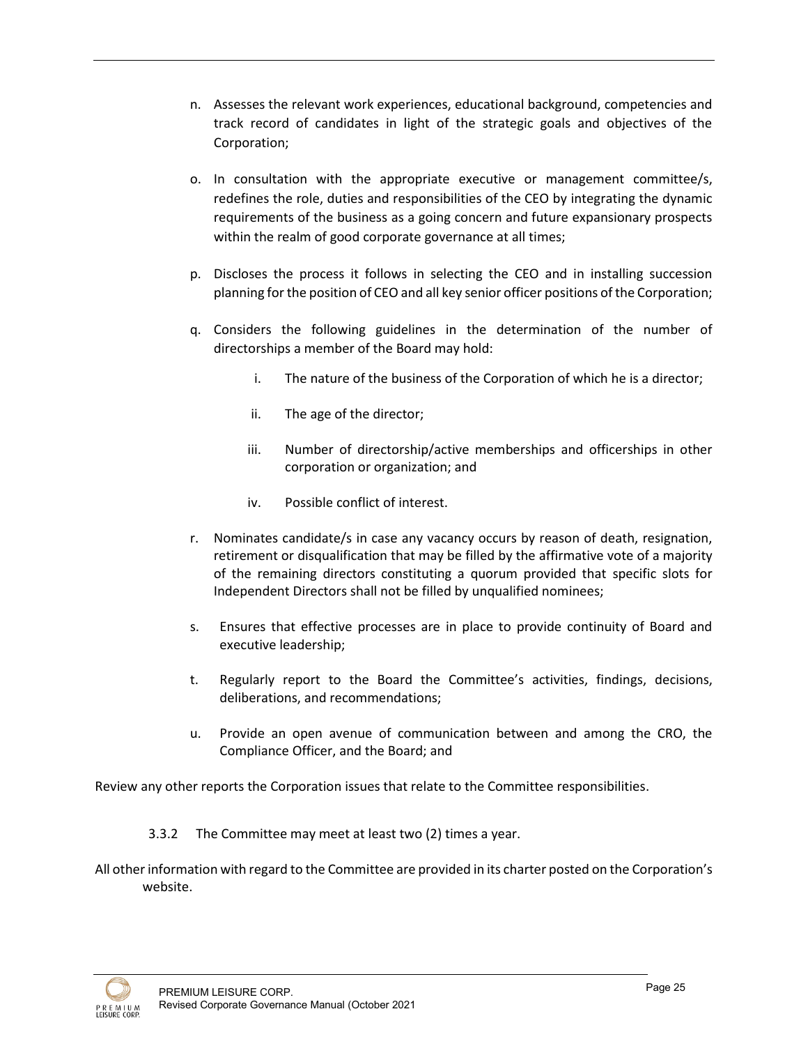n. Assesses the relevant work experiences, educational background, competencies and track record of candidates in light of the strategic goals and objectives of the Corporation;

o. In consultation with the appropriate executive or management committee/s, redefines the role, duties and responsibilities of the CEO by integrating the dynamic requirements of the business as a going concern and future expansionary prospects within the realm of good corporate governance at all times;

p. Discloses the process it follows in selecting the CEO and in installing succession planning for the position of CEO and all key senior officer positions of the Corporation;

q. Considers the following guidelines in the determination of the number of directorships a member of the Board may hold:

    i. The nature of the business of the Corporation of which he is a director;

    ii. The age of the director;

    iii. Number of directorship/active memberships and officerships in other corporation or organization; and

    iv. Possible conflict of interest.

r. Nominates candidate/s in case any vacancy occurs by reason of death, resignation, retirement or disqualification that may be filled by the affirmative vote of a majority of the remaining directors constituting a quorum provided that specific slots for Independent Directors shall not be filled by unqualified nominees;

s. Ensures that effective processes are in place to provide continuity of Board and executive leadership;

t. Regularly report to the Board the Committee's activities, findings, decisions, deliberations, and recommendations;

u. Provide an open avenue of communication between and among the CRO, the Compliance Officer, and the Board; and

Review any other reports the Corporation issues that relate to the Committee responsibilities.

3.3.2 The Committee may meet at least two (2) times a year.

All other information with regard to the Committee are provided in its charter posted on the Corporation's website.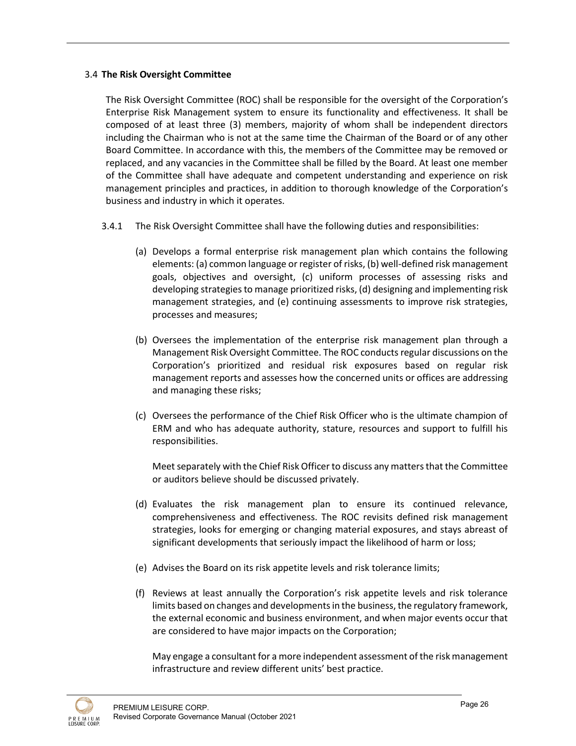### 3.4 **The Risk Oversight Committee**

The Risk Oversight Committee (ROC) shall be responsible for the oversight of the Corporation's Enterprise Risk Management system to ensure its functionality and effectiveness. It shall be composed of at least three (3) members, majority of whom shall be independent directors including the Chairman who is not at the same time the Chairman of the Board or of any other Board Committee. In accordance with this, the members of the Committee may be removed or replaced, and any vacancies in the Committee shall be filled by the Board. At least one member of the Committee shall have adequate and competent understanding and experience on risk management principles and practices, in addition to thorough knowledge of the Corporation's business and industry in which it operates.

3.4.1 The Risk Oversight Committee shall have the following duties and responsibilities:

(a) Develops a formal enterprise risk management plan which contains the following elements: (a) common language or register of risks, (b) well-defined risk management goals, objectives and oversight, (c) uniform processes of assessing risks and developing strategies to manage prioritized risks, (d) designing and implementing risk management strategies, and (e) continuing assessments to improve risk strategies, processes and measures;

(b) Oversees the implementation of the enterprise risk management plan through a Management Risk Oversight Committee. The ROC conducts regular discussions on the Corporation's prioritized and residual risk exposures based on regular risk management reports and assesses how the concerned units or offices are addressing and managing these risks;

(c) Oversees the performance of the Chief Risk Officer who is the ultimate champion of ERM and who has adequate authority, stature, resources and support to fulfill his responsibilities.

Meet separately with the Chief Risk Officer to discuss any matters that the Committee or auditors believe should be discussed privately.

(d) Evaluates the risk management plan to ensure its continued relevance, comprehensiveness and effectiveness. The ROC revisits defined risk management strategies, looks for emerging or changing material exposures, and stays abreast of significant developments that seriously impact the likelihood of harm or loss;

(e) Advises the Board on its risk appetite levels and risk tolerance limits;

(f) Reviews at least annually the Corporation's risk appetite levels and risk tolerance limits based on changes and developments in the business, the regulatory framework, the external economic and business environment, and when major events occur that are considered to have major impacts on the Corporation;

May engage a consultant for a more independent assessment of the risk management infrastructure and review different units' best practice.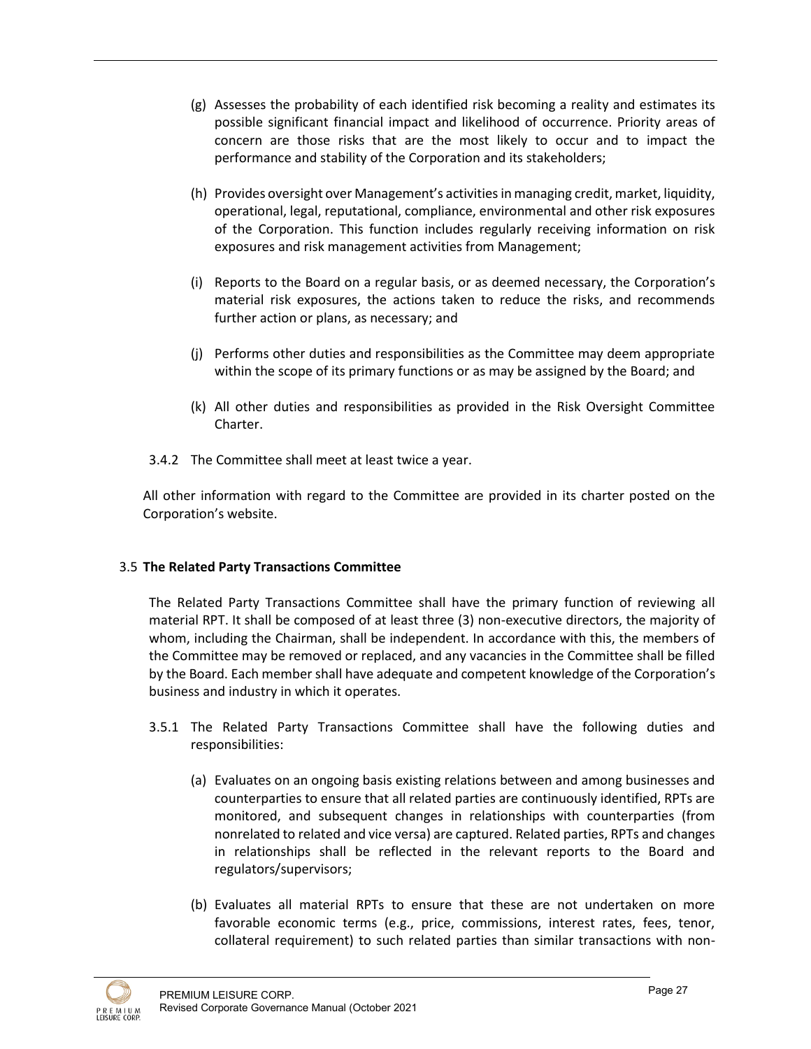(g) Assesses the probability of each identified risk becoming a reality and estimates its possible significant financial impact and likelihood of occurrence. Priority areas of concern are those risks that are the most likely to occur and to impact the performance and stability of the Corporation and its stakeholders;

(h) Provides oversight over Management's activities in managing credit, market, liquidity, operational, legal, reputational, compliance, environmental and other risk exposures of the Corporation. This function includes regularly receiving information on risk exposures and risk management activities from Management;

(i) Reports to the Board on a regular basis, or as deemed necessary, the Corporation's material risk exposures, the actions taken to reduce the risks, and recommends further action or plans, as necessary; and

(j) Performs other duties and responsibilities as the Committee may deem appropriate within the scope of its primary functions or as may be assigned by the Board; and

(k) All other duties and responsibilities as provided in the Risk Oversight Committee Charter.

3.4.2 The Committee shall meet at least twice a year.

All other information with regard to the Committee are provided in its charter posted on the Corporation's website.

### 3.5 The Related Party Transactions Committee

The Related Party Transactions Committee shall have the primary function of reviewing all material RPT. It shall be composed of at least three (3) non-executive directors, the majority of whom, including the Chairman, shall be independent. In accordance with this, the members of the Committee may be removed or replaced, and any vacancies in the Committee shall be filled by the Board. Each member shall have adequate and competent knowledge of the Corporation's business and industry in which it operates.

3.5.1 The Related Party Transactions Committee shall have the following duties and responsibilities:

(a) Evaluates on an ongoing basis existing relations between and among businesses and counterparties to ensure that all related parties are continuously identified, RPTs are monitored, and subsequent changes in relationships with counterparties (from nonrelated to related and vice versa) are captured. Related parties, RPTs and changes in relationships shall be reflected in the relevant reports to the Board and regulators/supervisors;

(b) Evaluates all material RPTs to ensure that these are not undertaken on more favorable economic terms (e.g., price, commissions, interest rates, fees, tenor, collateral requirement) to such related parties than similar transactions with non-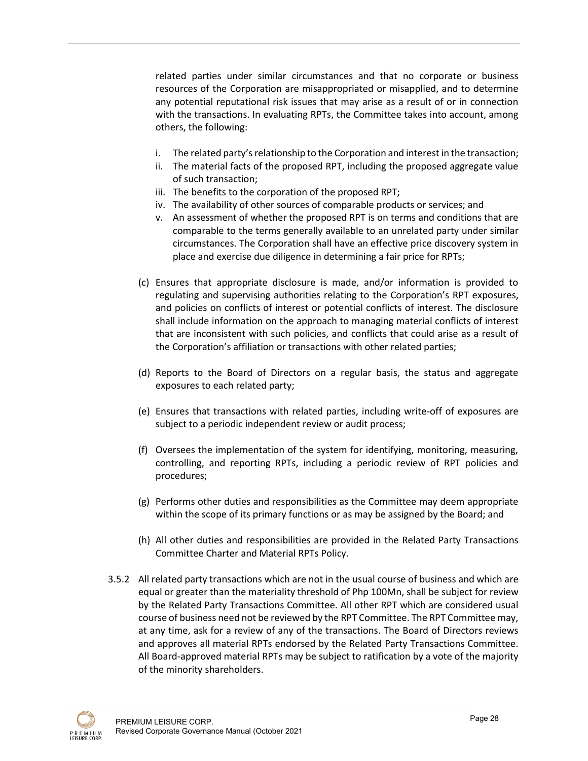related parties under similar circumstances and that no corporate or business resources of the Corporation are misappropriated or misapplied, and to determine any potential reputational risk issues that may arise as a result of or in connection with the transactions. In evaluating RPTs, the Committee takes into account, among others, the following:

i. The related party's relationship to the Corporation and interest in the transaction;
ii. The material facts of the proposed RPT, including the proposed aggregate value of such transaction;
iii. The benefits to the corporation of the proposed RPT;
iv. The availability of other sources of comparable products or services; and
v. An assessment of whether the proposed RPT is on terms and conditions that are comparable to the terms generally available to an unrelated party under similar circumstances. The Corporation shall have an effective price discovery system in place and exercise due diligence in determining a fair price for RPTs;

(c) Ensures that appropriate disclosure is made, and/or information is provided to regulating and supervising authorities relating to the Corporation's RPT exposures, and policies on conflicts of interest or potential conflicts of interest. The disclosure shall include information on the approach to managing material conflicts of interest that are inconsistent with such policies, and conflicts that could arise as a result of the Corporation's affiliation or transactions with other related parties;

(d) Reports to the Board of Directors on a regular basis, the status and aggregate exposures to each related party;

(e) Ensures that transactions with related parties, including write-off of exposures are subject to a periodic independent review or audit process;

(f) Oversees the implementation of the system for identifying, monitoring, measuring, controlling, and reporting RPTs, including a periodic review of RPT policies and procedures;

(g) Performs other duties and responsibilities as the Committee may deem appropriate within the scope of its primary functions or as may be assigned by the Board; and

(h) All other duties and responsibilities are provided in the Related Party Transactions Committee Charter and Material RPTs Policy.

3.5.2 All related party transactions which are not in the usual course of business and which are equal or greater than the materiality threshold of Php 100Mn, shall be subject for review by the Related Party Transactions Committee. All other RPT which are considered usual course of business need not be reviewed by the RPT Committee. The RPT Committee may, at any time, ask for a review of any of the transactions. The Board of Directors reviews and approves all material RPTs endorsed by the Related Party Transactions Committee. All Board-approved material RPTs may be subject to ratification by a vote of the majority of the minority shareholders.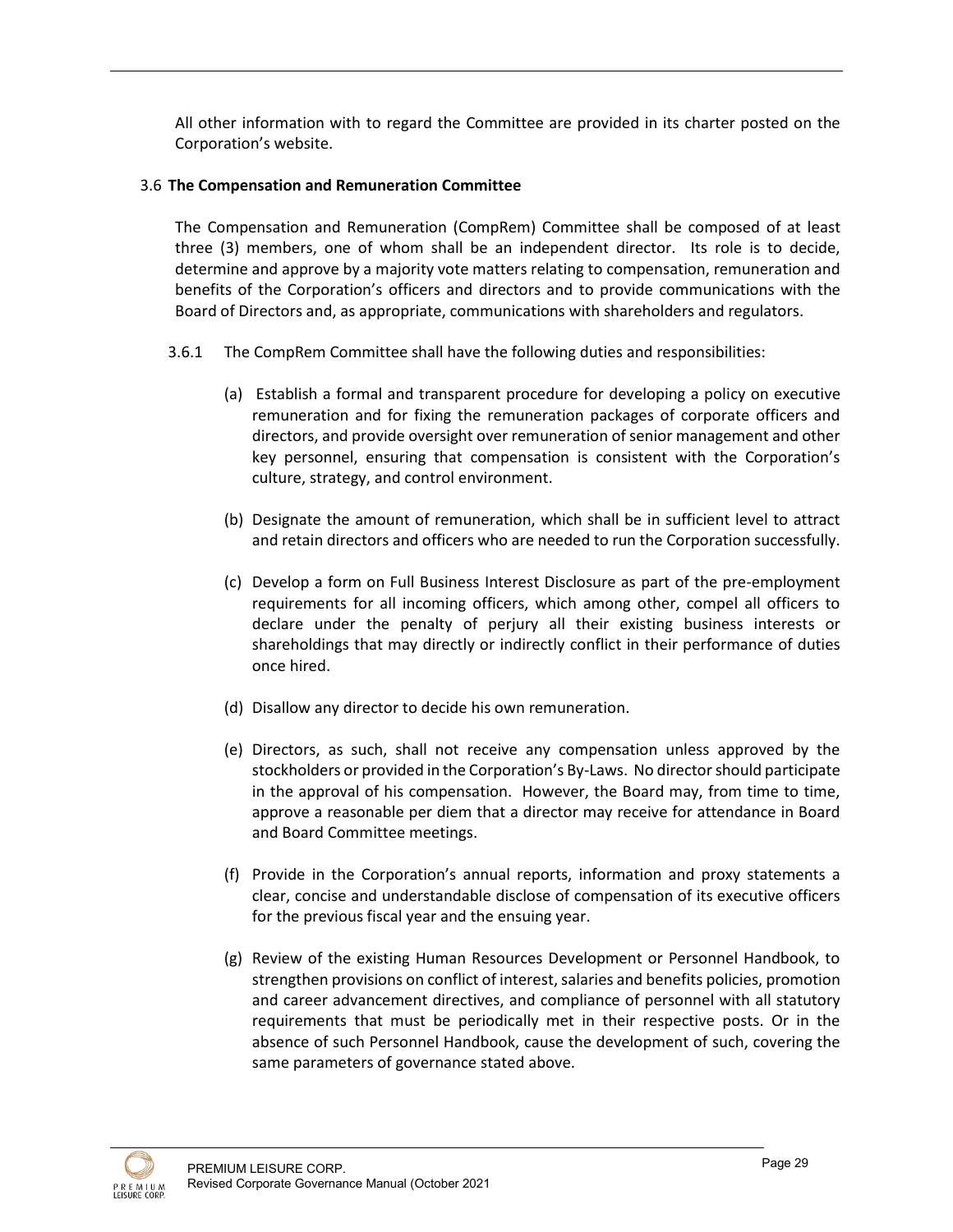All other information with to regard the Committee are provided in its charter posted on the Corporation's website.

### 3.6 **The Compensation and Remuneration Committee**

The Compensation and Remuneration (CompRem) Committee shall be composed of at least three (3) members, one of whom shall be an independent director. Its role is to decide, determine and approve by a majority vote matters relating to compensation, remuneration and benefits of the Corporation's officers and directors and to provide communications with the Board of Directors and, as appropriate, communications with shareholders and regulators.

3.6.1 The CompRem Committee shall have the following duties and responsibilities:

(a) Establish a formal and transparent procedure for developing a policy on executive remuneration and for fixing the remuneration packages of corporate officers and directors, and provide oversight over remuneration of senior management and other key personnel, ensuring that compensation is consistent with the Corporation's culture, strategy, and control environment.

(b) Designate the amount of remuneration, which shall be in sufficient level to attract and retain directors and officers who are needed to run the Corporation successfully.

(c) Develop a form on Full Business Interest Disclosure as part of the pre-employment requirements for all incoming officers, which among other, compel all officers to declare under the penalty of perjury all their existing business interests or shareholdings that may directly or indirectly conflict in their performance of duties once hired.

(d) Disallow any director to decide his own remuneration.

(e) Directors, as such, shall not receive any compensation unless approved by the stockholders or provided in the Corporation's By-Laws. No director should participate in the approval of his compensation. However, the Board may, from time to time, approve a reasonable per diem that a director may receive for attendance in Board and Board Committee meetings.

(f) Provide in the Corporation's annual reports, information and proxy statements a clear, concise and understandable disclose of compensation of its executive officers for the previous fiscal year and the ensuing year.

(g) Review of the existing Human Resources Development or Personnel Handbook, to strengthen provisions on conflict of interest, salaries and benefits policies, promotion and career advancement directives, and compliance of personnel with all statutory requirements that must be periodically met in their respective posts. Or in the absence of such Personnel Handbook, cause the development of such, covering the same parameters of governance stated above.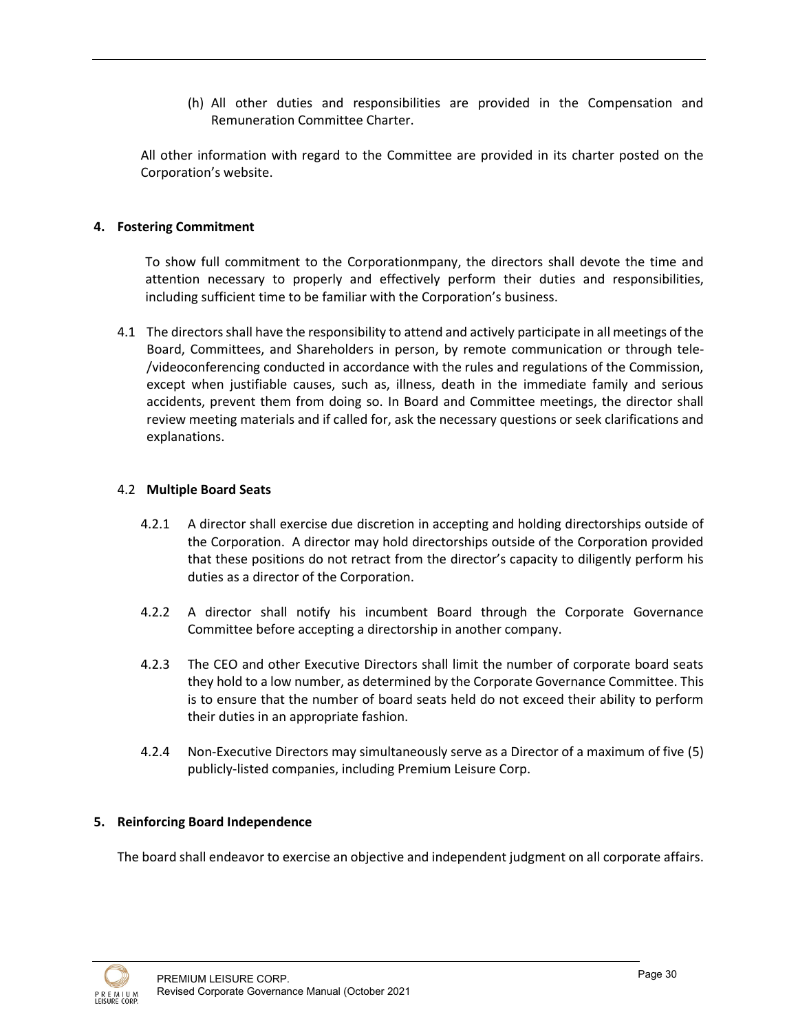(h) All other duties and responsibilities are provided in the Compensation and Remuneration Committee Charter.

All other information with regard to the Committee are provided in its charter posted on the Corporation's website.

**4. Fostering Commitment**

To show full commitment to the Corporationmpany, the directors shall devote the time and attention necessary to properly and effectively perform their duties and responsibilities, including sufficient time to be familiar with the Corporation's business.

4.1 The directors shall have the responsibility to attend and actively participate in all meetings of the Board, Committees, and Shareholders in person, by remote communication or through tele-/videoconferencing conducted in accordance with the rules and regulations of the Commission, except when justifiable causes, such as, illness, death in the immediate family and serious accidents, prevent them from doing so. In Board and Committee meetings, the director shall review meeting materials and if called for, ask the necessary questions or seek clarifications and explanations.

4.2 **Multiple Board Seats**

4.2.1 A director shall exercise due discretion in accepting and holding directorships outside of the Corporation. A director may hold directorships outside of the Corporation provided that these positions do not retract from the director's capacity to diligently perform his duties as a director of the Corporation.

4.2.2 A director shall notify his incumbent Board through the Corporate Governance Committee before accepting a directorship in another company.

4.2.3 The CEO and other Executive Directors shall limit the number of corporate board seats they hold to a low number, as determined by the Corporate Governance Committee. This is to ensure that the number of board seats held do not exceed their ability to perform their duties in an appropriate fashion.

4.2.4 Non-Executive Directors may simultaneously serve as a Director of a maximum of five (5) publicly-listed companies, including Premium Leisure Corp.

**5. Reinforcing Board Independence**

The board shall endeavor to exercise an objective and independent judgment on all corporate affairs.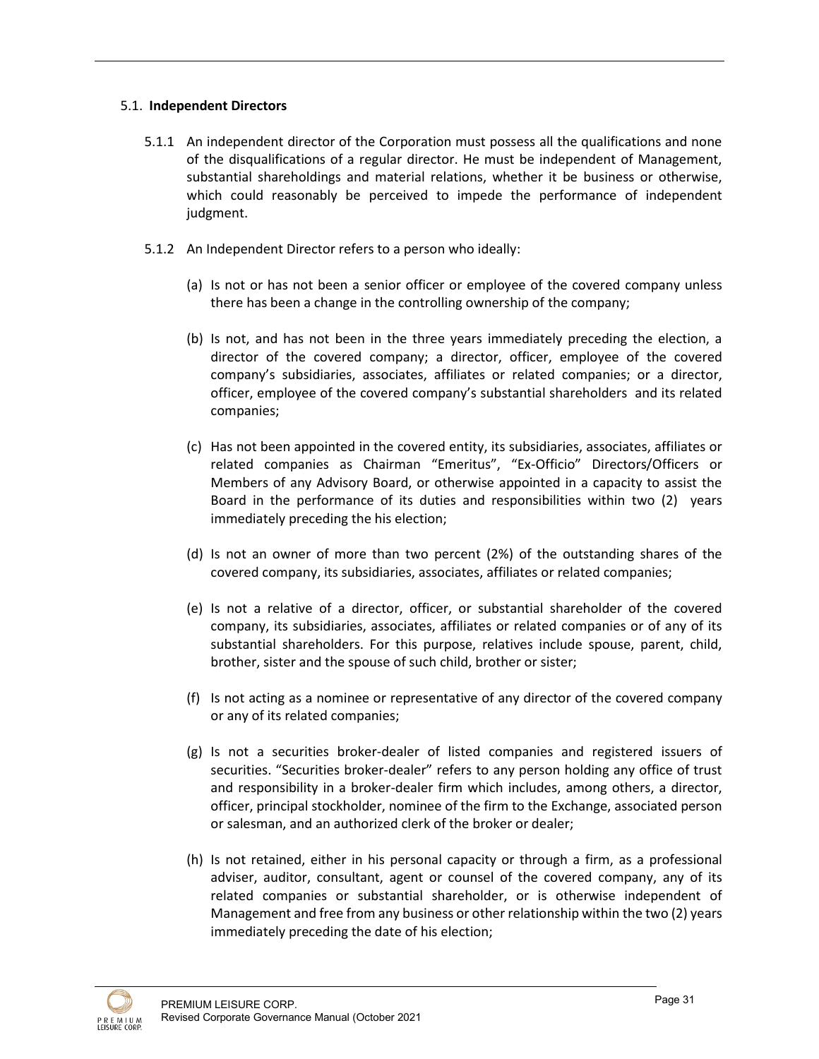### 5.1. **Independent Directors**

5.1.1 An independent director of the Corporation must possess all the qualifications and none of the disqualifications of a regular director. He must be independent of Management, substantial shareholdings and material relations, whether it be business or otherwise, which could reasonably be perceived to impede the performance of independent judgment.

5.1.2 An Independent Director refers to a person who ideally:

(a) Is not or has not been a senior officer or employee of the covered company unless there has been a change in the controlling ownership of the company;

(b) Is not, and has not been in the three years immediately preceding the election, a director of the covered company; a director, officer, employee of the covered company's subsidiaries, associates, affiliates or related companies; or a director, officer, employee of the covered company's substantial shareholders and its related companies;

(c) Has not been appointed in the covered entity, its subsidiaries, associates, affiliates or related companies as Chairman "Emeritus", "Ex-Officio" Directors/Officers or Members of any Advisory Board, or otherwise appointed in a capacity to assist the Board in the performance of its duties and responsibilities within two (2) years immediately preceding the his election;

(d) Is not an owner of more than two percent (2%) of the outstanding shares of the covered company, its subsidiaries, associates, affiliates or related companies;

(e) Is not a relative of a director, officer, or substantial shareholder of the covered company, its subsidiaries, associates, affiliates or related companies or of any of its substantial shareholders. For this purpose, relatives include spouse, parent, child, brother, sister and the spouse of such child, brother or sister;

(f) Is not acting as a nominee or representative of any director of the covered company or any of its related companies;

(g) Is not a securities broker-dealer of listed companies and registered issuers of securities. "Securities broker-dealer" refers to any person holding any office of trust and responsibility in a broker-dealer firm which includes, among others, a director, officer, principal stockholder, nominee of the firm to the Exchange, associated person or salesman, and an authorized clerk of the broker or dealer;

(h) Is not retained, either in his personal capacity or through a firm, as a professional adviser, auditor, consultant, agent or counsel of the covered company, any of its related companies or substantial shareholder, or is otherwise independent of Management and free from any business or other relationship within the two (2) years immediately preceding the date of his election;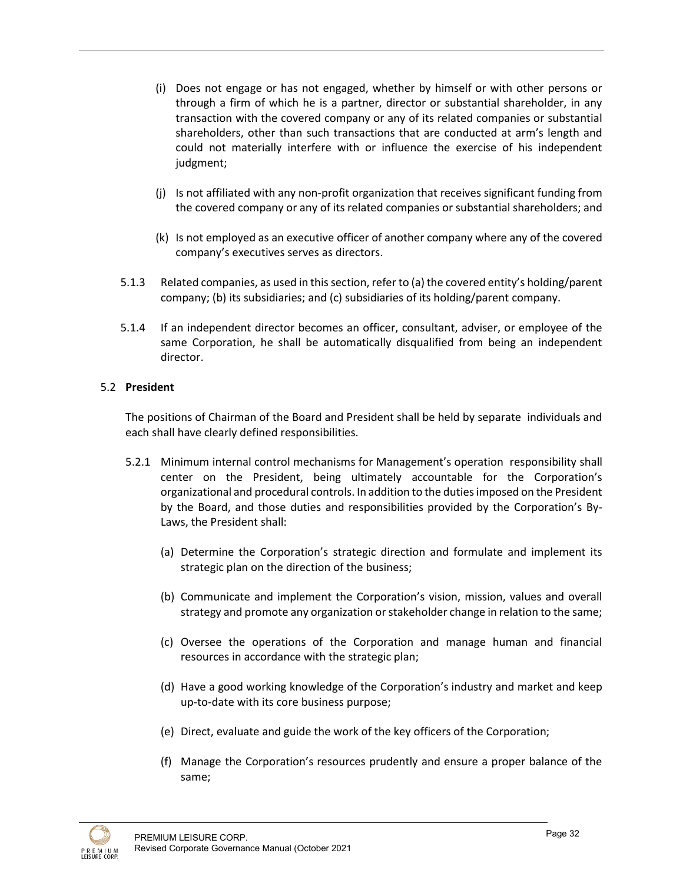(i) Does not engage or has not engaged, whether by himself or with other persons or through a firm of which he is a partner, director or substantial shareholder, in any transaction with the covered company or any of its related companies or substantial shareholders, other than such transactions that are conducted at arm's length and could not materially interfere with or influence the exercise of his independent judgment;

(j) Is not affiliated with any non-profit organization that receives significant funding from the covered company or any of its related companies or substantial shareholders; and

(k) Is not employed as an executive officer of another company where any of the covered company's executives serves as directors.

5.1.3 Related companies, as used in this section, refer to (a) the covered entity's holding/parent company; (b) its subsidiaries; and (c) subsidiaries of its holding/parent company.

5.1.4 If an independent director becomes an officer, consultant, adviser, or employee of the same Corporation, he shall be automatically disqualified from being an independent director.

## 5.2 **President**

The positions of Chairman of the Board and President shall be held by separate individuals and each shall have clearly defined responsibilities.

5.2.1 Minimum internal control mechanisms for Management's operation responsibility shall center on the President, being ultimately accountable for the Corporation's organizational and procedural controls. In addition to the duties imposed on the President by the Board, and those duties and responsibilities provided by the Corporation's By-Laws, the President shall:

(a) Determine the Corporation's strategic direction and formulate and implement its strategic plan on the direction of the business;

(b) Communicate and implement the Corporation's vision, mission, values and overall strategy and promote any organization or stakeholder change in relation to the same;

(c) Oversee the operations of the Corporation and manage human and financial resources in accordance with the strategic plan;

(d) Have a good working knowledge of the Corporation's industry and market and keep up-to-date with its core business purpose;

(e) Direct, evaluate and guide the work of the key officers of the Corporation;

(f) Manage the Corporation's resources prudently and ensure a proper balance of the same;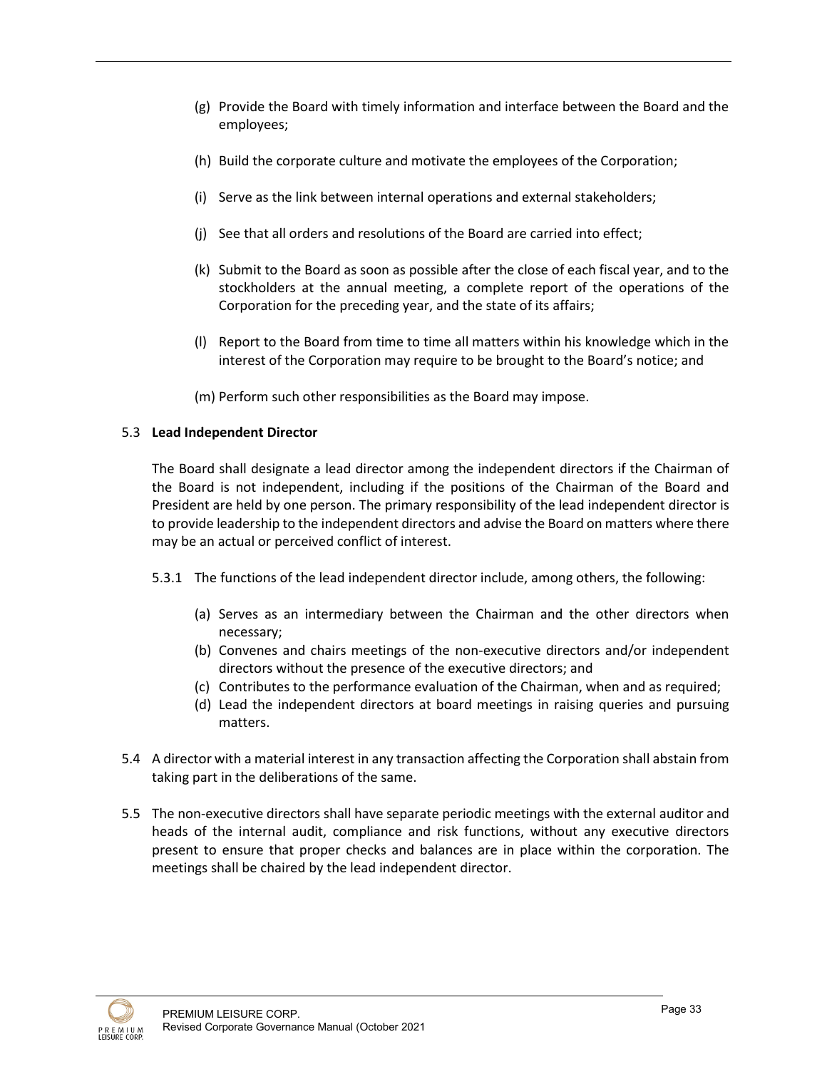(g) Provide the Board with timely information and interface between the Board and the employees;

(h) Build the corporate culture and motivate the employees of the Corporation;

(i) Serve as the link between internal operations and external stakeholders;

(j) See that all orders and resolutions of the Board are carried into effect;

(k) Submit to the Board as soon as possible after the close of each fiscal year, and to the stockholders at the annual meeting, a complete report of the operations of the Corporation for the preceding year, and the state of its affairs;

(l) Report to the Board from time to time all matters within his knowledge which in the interest of the Corporation may require to be brought to the Board's notice; and

(m) Perform such other responsibilities as the Board may impose.

5.3 **Lead Independent Director**

The Board shall designate a lead director among the independent directors if the Chairman of the Board is not independent, including if the positions of the Chairman of the Board and President are held by one person. The primary responsibility of the lead independent director is to provide leadership to the independent directors and advise the Board on matters where there may be an actual or perceived conflict of interest.

5.3.1 The functions of the lead independent director include, among others, the following:

(a) Serves as an intermediary between the Chairman and the other directors when necessary;
(b) Convenes and chairs meetings of the non-executive directors and/or independent directors without the presence of the executive directors; and
(c) Contributes to the performance evaluation of the Chairman, when and as required;
(d) Lead the independent directors at board meetings in raising queries and pursuing matters.

5.4 A director with a material interest in any transaction affecting the Corporation shall abstain from taking part in the deliberations of the same.

5.5 The non-executive directors shall have separate periodic meetings with the external auditor and heads of the internal audit, compliance and risk functions, without any executive directors present to ensure that proper checks and balances are in place within the corporation. The meetings shall be chaired by the lead independent director.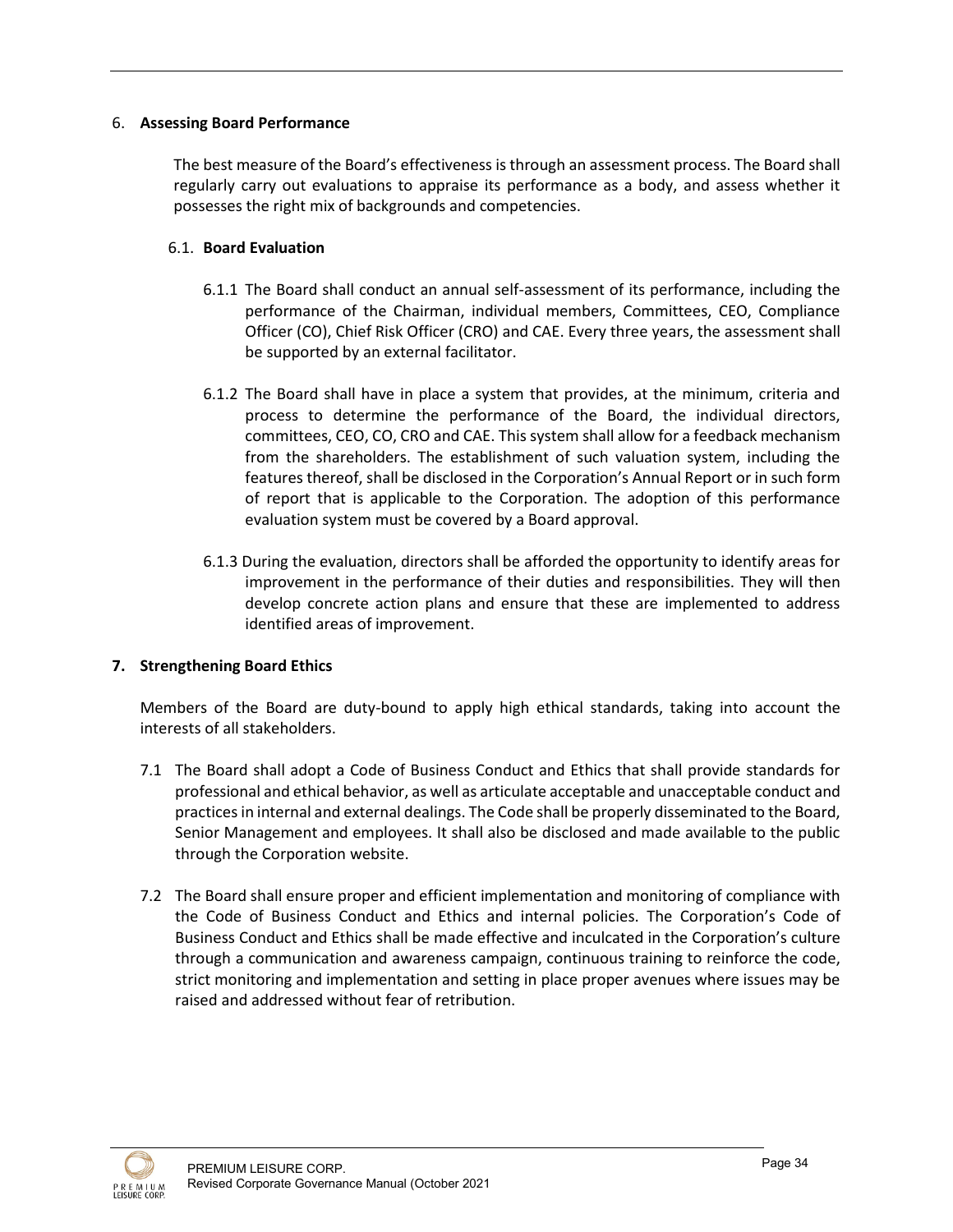6. **Assessing Board Performance**

The best measure of the Board's effectiveness is through an assessment process. The Board shall regularly carry out evaluations to appraise its performance as a body, and assess whether it possesses the right mix of backgrounds and competencies.

6.1. **Board Evaluation**

6.1.1 The Board shall conduct an annual self-assessment of its performance, including the performance of the Chairman, individual members, Committees, CEO, Compliance Officer (CO), Chief Risk Officer (CRO) and CAE. Every three years, the assessment shall be supported by an external facilitator.

6.1.2 The Board shall have in place a system that provides, at the minimum, criteria and process to determine the performance of the Board, the individual directors, committees, CEO, CO, CRO and CAE. This system shall allow for a feedback mechanism from the shareholders. The establishment of such valuation system, including the features thereof, shall be disclosed in the Corporation's Annual Report or in such form of report that is applicable to the Corporation. The adoption of this performance evaluation system must be covered by a Board approval.

6.1.3 During the evaluation, directors shall be afforded the opportunity to identify areas for improvement in the performance of their duties and responsibilities. They will then develop concrete action plans and ensure that these are implemented to address identified areas of improvement.

**7. Strengthening Board Ethics**

Members of the Board are duty-bound to apply high ethical standards, taking into account the interests of all stakeholders.

7.1 The Board shall adopt a Code of Business Conduct and Ethics that shall provide standards for professional and ethical behavior, as well as articulate acceptable and unacceptable conduct and practices in internal and external dealings. The Code shall be properly disseminated to the Board, Senior Management and employees. It shall also be disclosed and made available to the public through the Corporation website.

7.2 The Board shall ensure proper and efficient implementation and monitoring of compliance with the Code of Business Conduct and Ethics and internal policies. The Corporation's Code of Business Conduct and Ethics shall be made effective and inculcated in the Corporation's culture through a communication and awareness campaign, continuous training to reinforce the code, strict monitoring and implementation and setting in place proper avenues where issues may be raised and addressed without fear of retribution.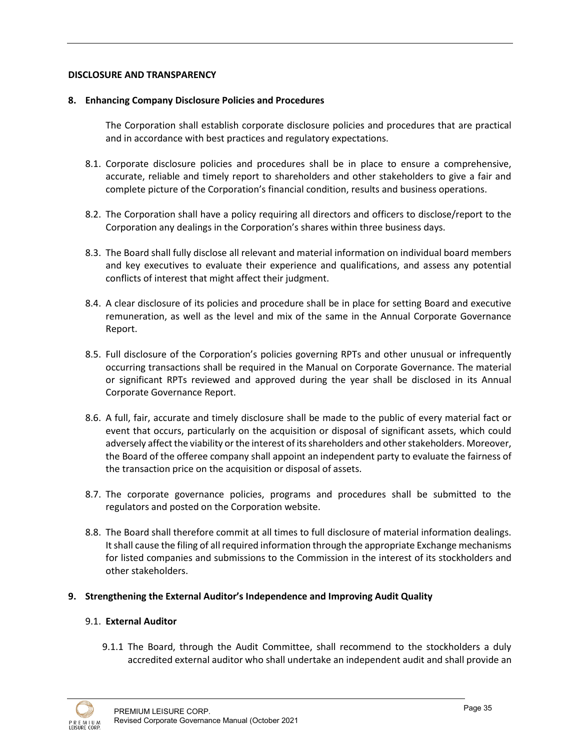**DISCLOSURE AND TRANSPARENCY**

**8. Enhancing Company Disclosure Policies and Procedures**

The Corporation shall establish corporate disclosure policies and procedures that are practical and in accordance with best practices and regulatory expectations.

8.1. Corporate disclosure policies and procedures shall be in place to ensure a comprehensive, accurate, reliable and timely report to shareholders and other stakeholders to give a fair and complete picture of the Corporation's financial condition, results and business operations.

8.2. The Corporation shall have a policy requiring all directors and officers to disclose/report to the Corporation any dealings in the Corporation's shares within three business days.

8.3. The Board shall fully disclose all relevant and material information on individual board members and key executives to evaluate their experience and qualifications, and assess any potential conflicts of interest that might affect their judgment.

8.4. A clear disclosure of its policies and procedure shall be in place for setting Board and executive remuneration, as well as the level and mix of the same in the Annual Corporate Governance Report.

8.5. Full disclosure of the Corporation's policies governing RPTs and other unusual or infrequently occurring transactions shall be required in the Manual on Corporate Governance. The material or significant RPTs reviewed and approved during the year shall be disclosed in its Annual Corporate Governance Report.

8.6. A full, fair, accurate and timely disclosure shall be made to the public of every material fact or event that occurs, particularly on the acquisition or disposal of significant assets, which could adversely affect the viability or the interest of its shareholders and other stakeholders. Moreover, the Board of the offeree company shall appoint an independent party to evaluate the fairness of the transaction price on the acquisition or disposal of assets.

8.7. The corporate governance policies, programs and procedures shall be submitted to the regulators and posted on the Corporation website.

8.8. The Board shall therefore commit at all times to full disclosure of material information dealings. It shall cause the filing of all required information through the appropriate Exchange mechanisms for listed companies and submissions to the Commission in the interest of its stockholders and other stakeholders.

**9. Strengthening the External Auditor's Independence and Improving Audit Quality**

9.1. **External Auditor**

9.1.1 The Board, through the Audit Committee, shall recommend to the stockholders a duly accredited external auditor who shall undertake an independent audit and shall provide an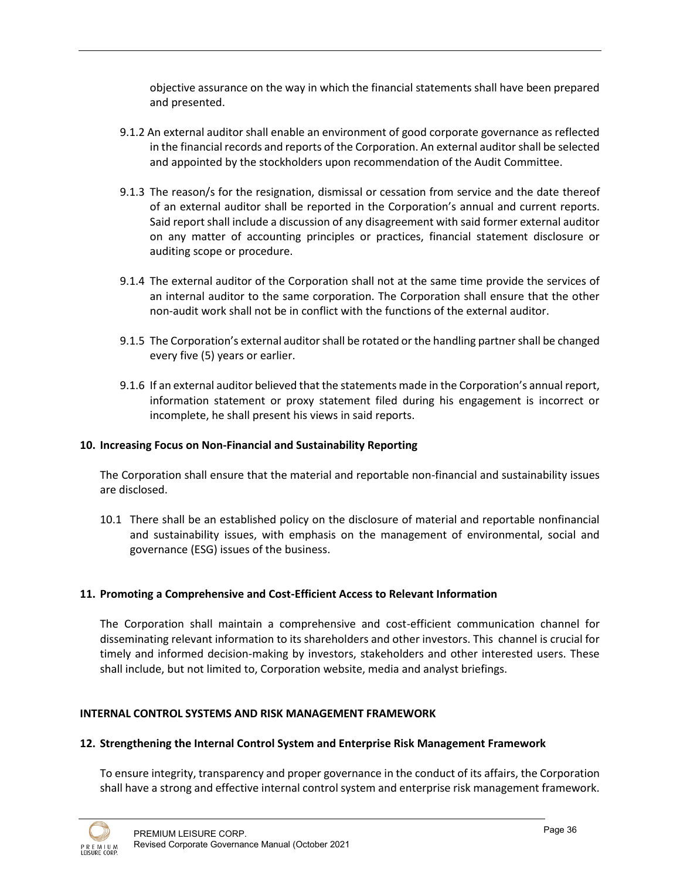objective assurance on the way in which the financial statements shall have been prepared and presented.

9.1.2 An external auditor shall enable an environment of good corporate governance as reflected in the financial records and reports of the Corporation. An external auditor shall be selected and appointed by the stockholders upon recommendation of the Audit Committee.

9.1.3 The reason/s for the resignation, dismissal or cessation from service and the date thereof of an external auditor shall be reported in the Corporation's annual and current reports. Said report shall include a discussion of any disagreement with said former external auditor on any matter of accounting principles or practices, financial statement disclosure or auditing scope or procedure.

9.1.4 The external auditor of the Corporation shall not at the same time provide the services of an internal auditor to the same corporation. The Corporation shall ensure that the other non-audit work shall not be in conflict with the functions of the external auditor.

9.1.5 The Corporation's external auditor shall be rotated or the handling partner shall be changed every five (5) years or earlier.

9.1.6 If an external auditor believed that the statements made in the Corporation's annual report, information statement or proxy statement filed during his engagement is incorrect or incomplete, he shall present his views in said reports.

**10. Increasing Focus on Non-Financial and Sustainability Reporting**

The Corporation shall ensure that the material and reportable non-financial and sustainability issues are disclosed.

10.1 There shall be an established policy on the disclosure of material and reportable nonfinancial and sustainability issues, with emphasis on the management of environmental, social and governance (ESG) issues of the business.

**11. Promoting a Comprehensive and Cost-Efficient Access to Relevant Information**

The Corporation shall maintain a comprehensive and cost-efficient communication channel for disseminating relevant information to its shareholders and other investors. This channel is crucial for timely and informed decision-making by investors, stakeholders and other interested users. These shall include, but not limited to, Corporation website, media and analyst briefings.

**INTERNAL CONTROL SYSTEMS AND RISK MANAGEMENT FRAMEWORK**

**12. Strengthening the Internal Control System and Enterprise Risk Management Framework**

To ensure integrity, transparency and proper governance in the conduct of its affairs, the Corporation shall have a strong and effective internal control system and enterprise risk management framework.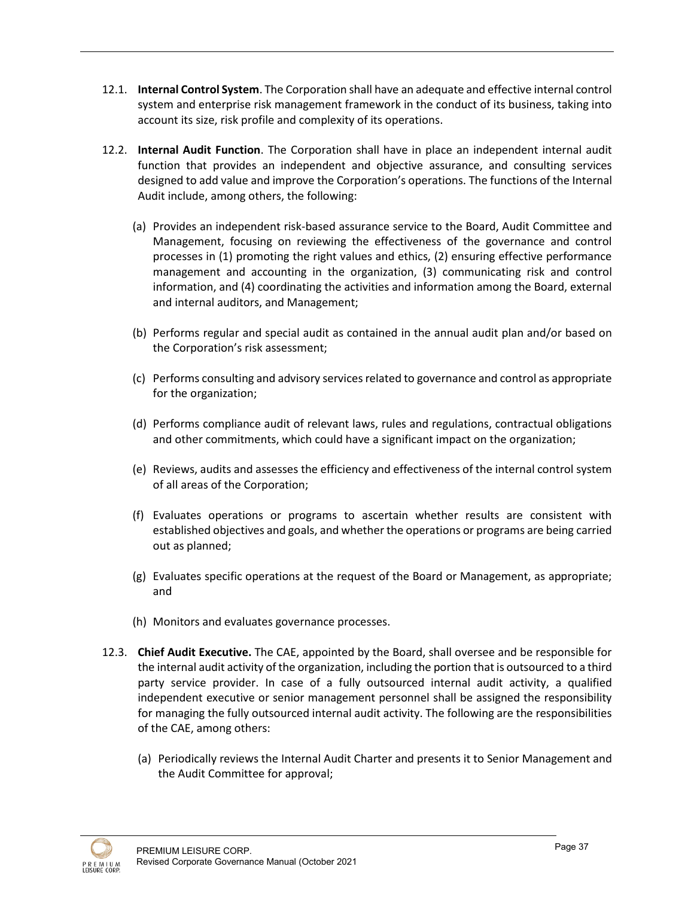12.1. **Internal Control System**. The Corporation shall have an adequate and effective internal control system and enterprise risk management framework in the conduct of its business, taking into account its size, risk profile and complexity of its operations.

12.2. **Internal Audit Function**. The Corporation shall have in place an independent internal audit function that provides an independent and objective assurance, and consulting services designed to add value and improve the Corporation's operations. The functions of the Internal Audit include, among others, the following:

(a) Provides an independent risk-based assurance service to the Board, Audit Committee and Management, focusing on reviewing the effectiveness of the governance and control processes in (1) promoting the right values and ethics, (2) ensuring effective performance management and accounting in the organization, (3) communicating risk and control information, and (4) coordinating the activities and information among the Board, external and internal auditors, and Management;

(b) Performs regular and special audit as contained in the annual audit plan and/or based on the Corporation's risk assessment;

(c) Performs consulting and advisory services related to governance and control as appropriate for the organization;

(d) Performs compliance audit of relevant laws, rules and regulations, contractual obligations and other commitments, which could have a significant impact on the organization;

(e) Reviews, audits and assesses the efficiency and effectiveness of the internal control system of all areas of the Corporation;

(f) Evaluates operations or programs to ascertain whether results are consistent with established objectives and goals, and whether the operations or programs are being carried out as planned;

(g) Evaluates specific operations at the request of the Board or Management, as appropriate; and

(h) Monitors and evaluates governance processes.

12.3. **Chief Audit Executive.** The CAE, appointed by the Board, shall oversee and be responsible for the internal audit activity of the organization, including the portion that is outsourced to a third party service provider. In case of a fully outsourced internal audit activity, a qualified independent executive or senior management personnel shall be assigned the responsibility for managing the fully outsourced internal audit activity. The following are the responsibilities of the CAE, among others:

(a) Periodically reviews the Internal Audit Charter and presents it to Senior Management and the Audit Committee for approval;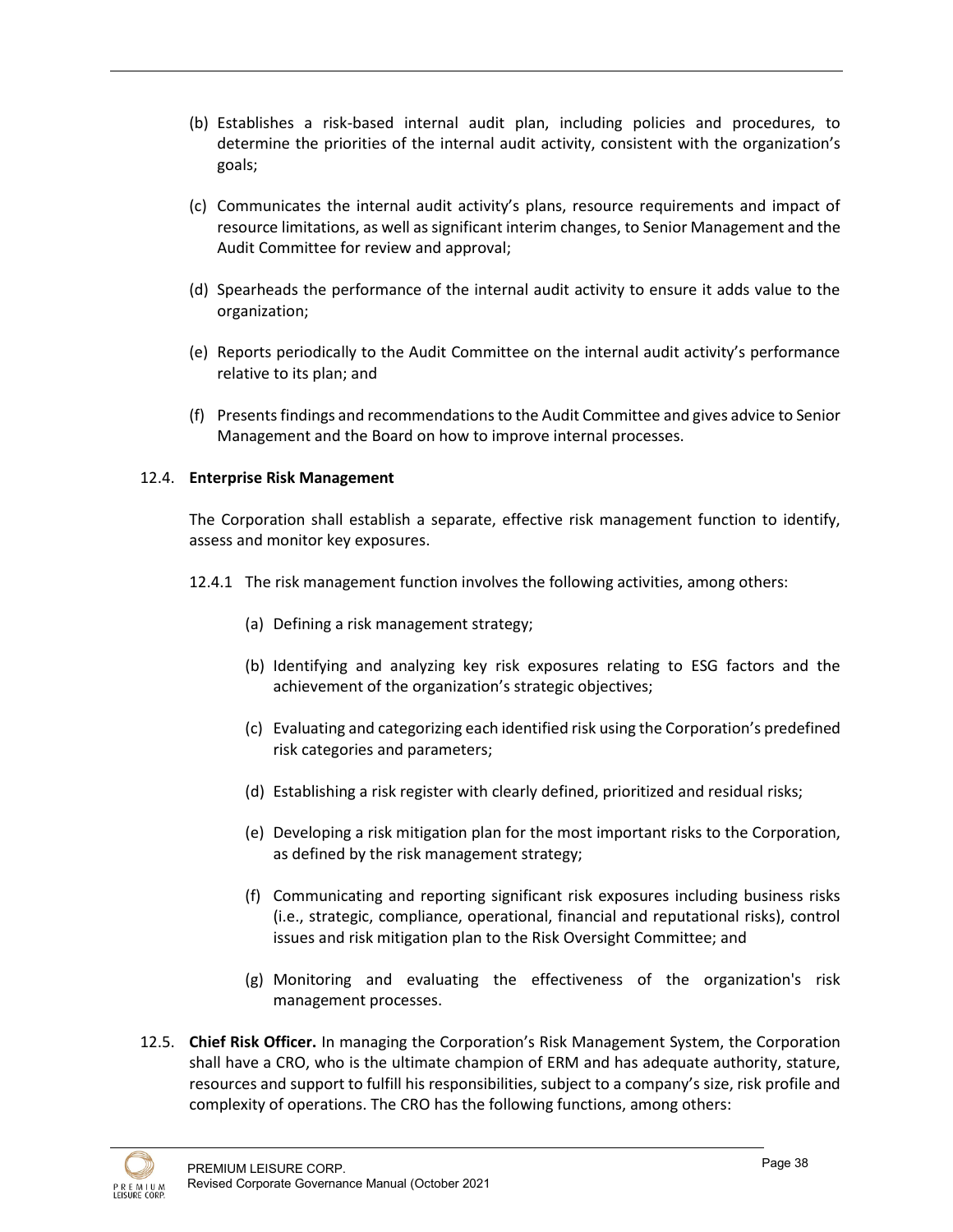(b) Establishes a risk-based internal audit plan, including policies and procedures, to determine the priorities of the internal audit activity, consistent with the organization's goals;

(c) Communicates the internal audit activity's plans, resource requirements and impact of resource limitations, as well as significant interim changes, to Senior Management and the Audit Committee for review and approval;

(d) Spearheads the performance of the internal audit activity to ensure it adds value to the organization;

(e) Reports periodically to the Audit Committee on the internal audit activity's performance relative to its plan; and

(f) Presents findings and recommendations to the Audit Committee and gives advice to Senior Management and the Board on how to improve internal processes.

12.4. **Enterprise Risk Management**

The Corporation shall establish a separate, effective risk management function to identify, assess and monitor key exposures.

12.4.1 The risk management function involves the following activities, among others:

(a) Defining a risk management strategy;

(b) Identifying and analyzing key risk exposures relating to ESG factors and the achievement of the organization's strategic objectives;

(c) Evaluating and categorizing each identified risk using the Corporation's predefined risk categories and parameters;

(d) Establishing a risk register with clearly defined, prioritized and residual risks;

(e) Developing a risk mitigation plan for the most important risks to the Corporation, as defined by the risk management strategy;

(f) Communicating and reporting significant risk exposures including business risks (i.e., strategic, compliance, operational, financial and reputational risks), control issues and risk mitigation plan to the Risk Oversight Committee; and

(g) Monitoring and evaluating the effectiveness of the organization's risk management processes.

12.5. **Chief Risk Officer.** In managing the Corporation's Risk Management System, the Corporation shall have a CRO, who is the ultimate champion of ERM and has adequate authority, stature, resources and support to fulfill his responsibilities, subject to a company's size, risk profile and complexity of operations. The CRO has the following functions, among others: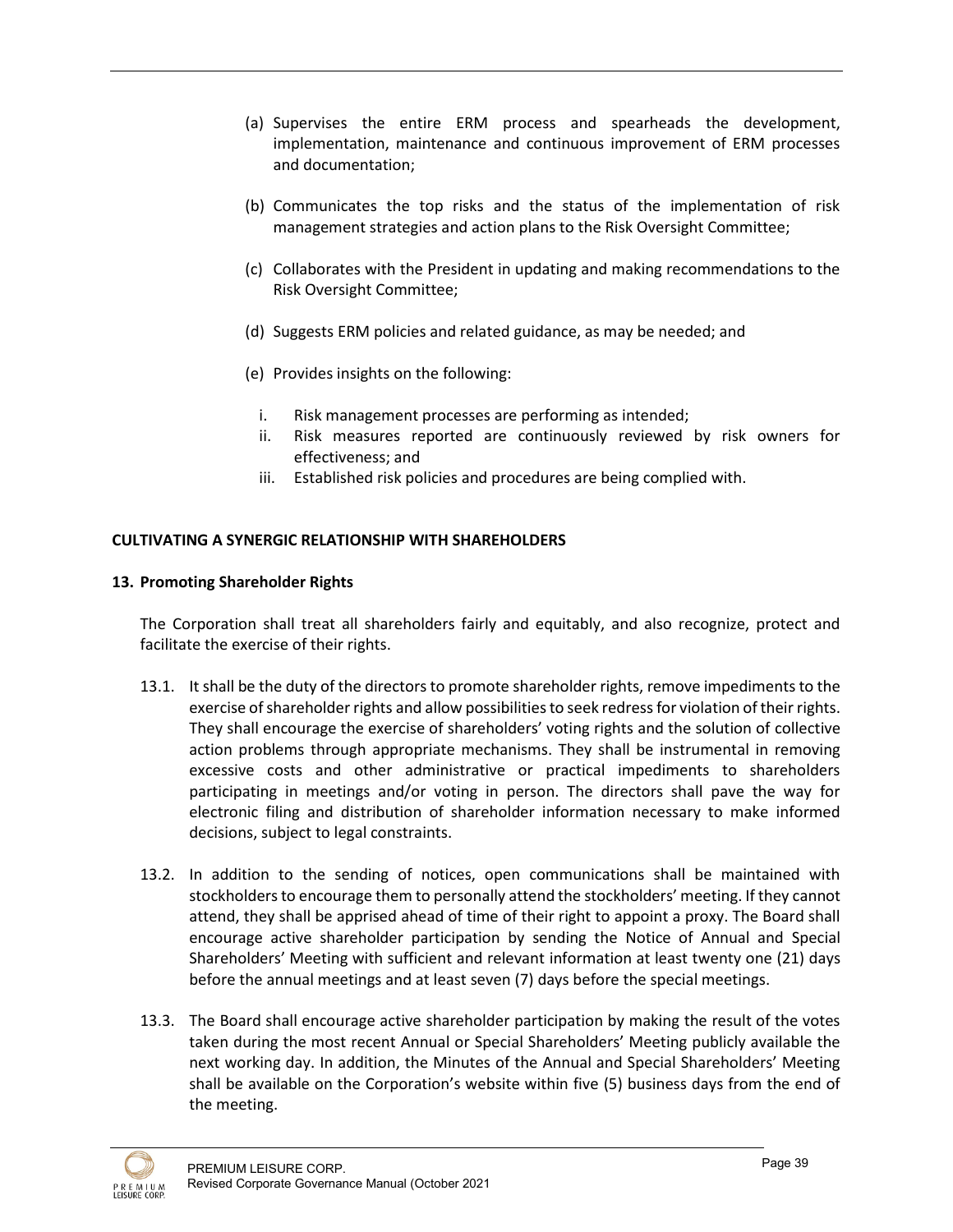(a) Supervises the entire ERM process and spearheads the development, implementation, maintenance and continuous improvement of ERM processes and documentation;

(b) Communicates the top risks and the status of the implementation of risk management strategies and action plans to the Risk Oversight Committee;

(c) Collaborates with the President in updating and making recommendations to the Risk Oversight Committee;

(d) Suggests ERM policies and related guidance, as may be needed; and

(e) Provides insights on the following:

  i. Risk management processes are performing as intended;
  ii. Risk measures reported are continuously reviewed by risk owners for effectiveness; and
  iii. Established risk policies and procedures are being complied with.

**CULTIVATING A SYNERGIC RELATIONSHIP WITH SHAREHOLDERS**

**13. Promoting Shareholder Rights**

The Corporation shall treat all shareholders fairly and equitably, and also recognize, protect and facilitate the exercise of their rights.

13.1. It shall be the duty of the directors to promote shareholder rights, remove impediments to the exercise of shareholder rights and allow possibilities to seek redress for violation of their rights. They shall encourage the exercise of shareholders' voting rights and the solution of collective action problems through appropriate mechanisms. They shall be instrumental in removing excessive costs and other administrative or practical impediments to shareholders participating in meetings and/or voting in person. The directors shall pave the way for electronic filing and distribution of shareholder information necessary to make informed decisions, subject to legal constraints.

13.2. In addition to the sending of notices, open communications shall be maintained with stockholders to encourage them to personally attend the stockholders' meeting. If they cannot attend, they shall be apprised ahead of time of their right to appoint a proxy. The Board shall encourage active shareholder participation by sending the Notice of Annual and Special Shareholders' Meeting with sufficient and relevant information at least twenty one (21) days before the annual meetings and at least seven (7) days before the special meetings.

13.3. The Board shall encourage active shareholder participation by making the result of the votes taken during the most recent Annual or Special Shareholders' Meeting publicly available the next working day. In addition, the Minutes of the Annual and Special Shareholders' Meeting shall be available on the Corporation's website within five (5) business days from the end of the meeting.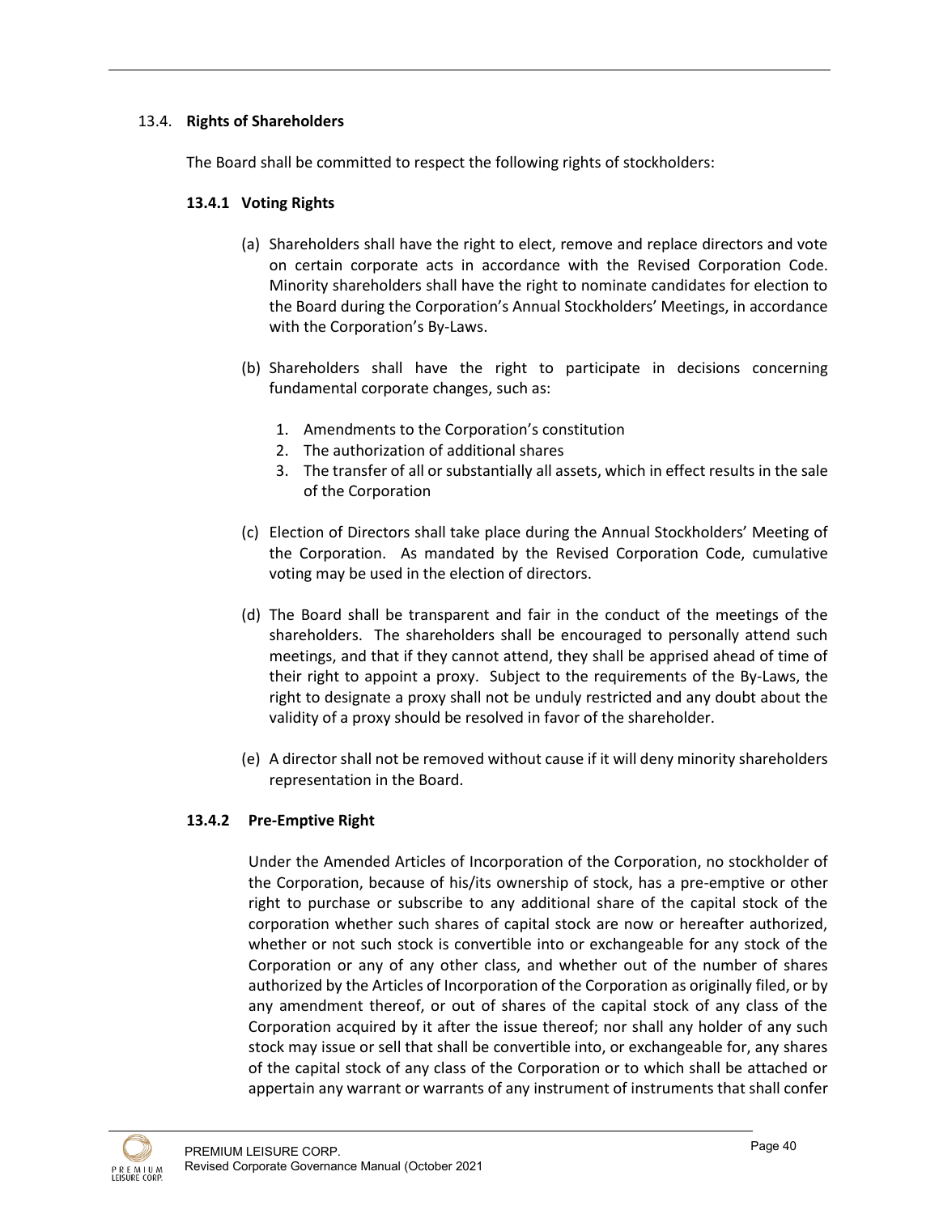### 13.4. **Rights of Shareholders**

The Board shall be committed to respect the following rights of stockholders:

#### 13.4.1 Voting Rights

(a) Shareholders shall have the right to elect, remove and replace directors and vote on certain corporate acts in accordance with the Revised Corporation Code. Minority shareholders shall have the right to nominate candidates for election to the Board during the Corporation's Annual Stockholders' Meetings, in accordance with the Corporation's By-Laws.

(b) Shareholders shall have the right to participate in decisions concerning fundamental corporate changes, such as:

1. Amendments to the Corporation's constitution
2. The authorization of additional shares
3. The transfer of all or substantially all assets, which in effect results in the sale of the Corporation

(c) Election of Directors shall take place during the Annual Stockholders' Meeting of the Corporation. As mandated by the Revised Corporation Code, cumulative voting may be used in the election of directors.

(d) The Board shall be transparent and fair in the conduct of the meetings of the shareholders. The shareholders shall be encouraged to personally attend such meetings, and that if they cannot attend, they shall be apprised ahead of time of their right to appoint a proxy. Subject to the requirements of the By-Laws, the right to designate a proxy shall not be unduly restricted and any doubt about the validity of a proxy should be resolved in favor of the shareholder.

(e) A director shall not be removed without cause if it will deny minority shareholders representation in the Board.

#### 13.4.2 Pre-Emptive Right

Under the Amended Articles of Incorporation of the Corporation, no stockholder of the Corporation, because of his/its ownership of stock, has a pre-emptive or other right to purchase or subscribe to any additional share of the capital stock of the corporation whether such shares of capital stock are now or hereafter authorized, whether or not such stock is convertible into or exchangeable for any stock of the Corporation or any of any other class, and whether out of the number of shares authorized by the Articles of Incorporation of the Corporation as originally filed, or by any amendment thereof, or out of shares of the capital stock of any class of the Corporation acquired by it after the issue thereof; nor shall any holder of any such stock may issue or sell that shall be convertible into, or exchangeable for, any shares of the capital stock of any class of the Corporation or to which shall be attached or appertain any warrant or warrants of any instrument of instruments that shall confer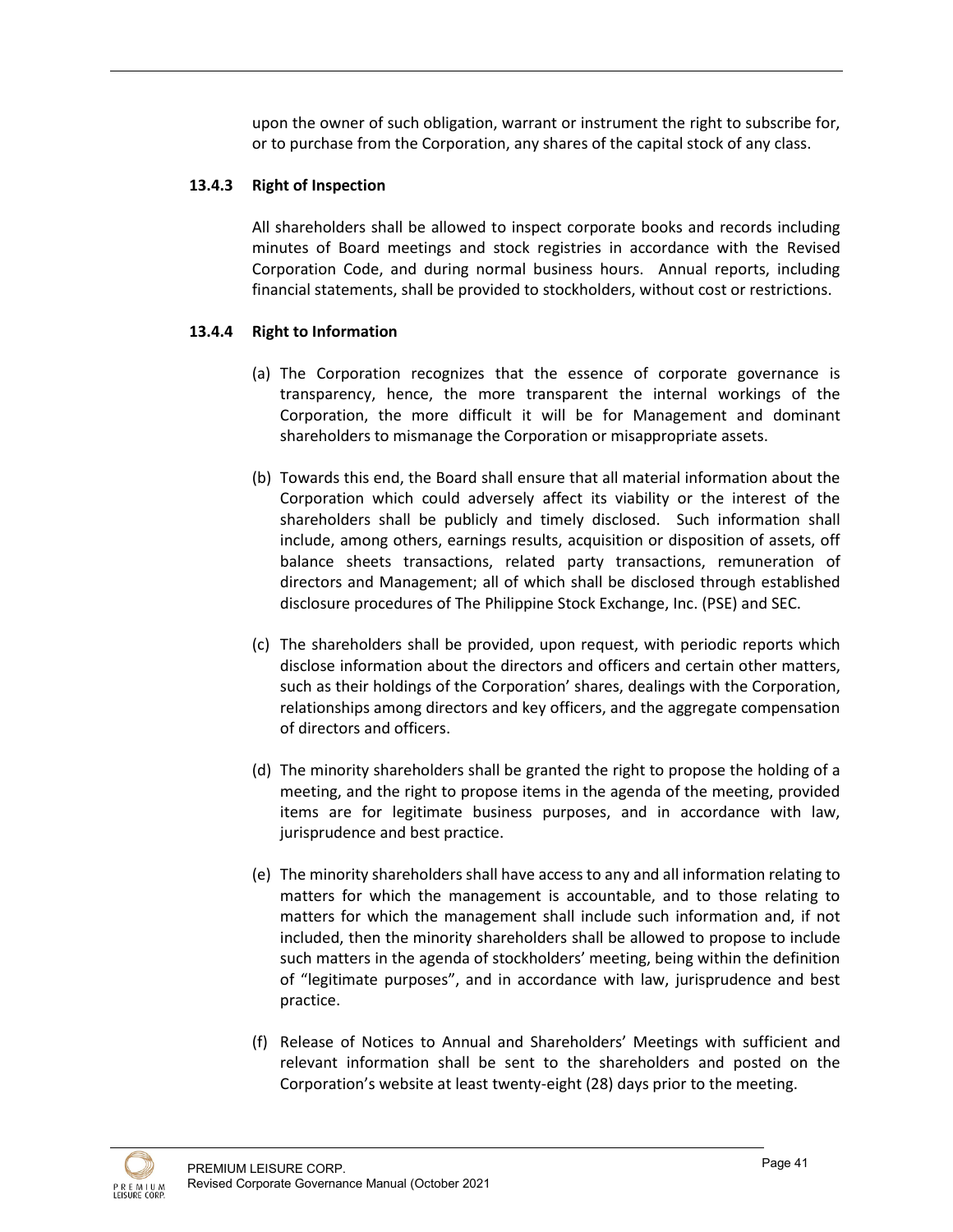upon the owner of such obligation, warrant or instrument the right to subscribe for, or to purchase from the Corporation, any shares of the capital stock of any class.

**13.4.3 Right of Inspection**

All shareholders shall be allowed to inspect corporate books and records including minutes of Board meetings and stock registries in accordance with the Revised Corporation Code, and during normal business hours. Annual reports, including financial statements, shall be provided to stockholders, without cost or restrictions.

**13.4.4 Right to Information**

(a) The Corporation recognizes that the essence of corporate governance is transparency, hence, the more transparent the internal workings of the Corporation, the more difficult it will be for Management and dominant shareholders to mismanage the Corporation or misappropriate assets.

(b) Towards this end, the Board shall ensure that all material information about the Corporation which could adversely affect its viability or the interest of the shareholders shall be publicly and timely disclosed. Such information shall include, among others, earnings results, acquisition or disposition of assets, off balance sheets transactions, related party transactions, remuneration of directors and Management; all of which shall be disclosed through established disclosure procedures of The Philippine Stock Exchange, Inc. (PSE) and SEC.

(c) The shareholders shall be provided, upon request, with periodic reports which disclose information about the directors and officers and certain other matters, such as their holdings of the Corporation' shares, dealings with the Corporation, relationships among directors and key officers, and the aggregate compensation of directors and officers.

(d) The minority shareholders shall be granted the right to propose the holding of a meeting, and the right to propose items in the agenda of the meeting, provided items are for legitimate business purposes, and in accordance with law, jurisprudence and best practice.

(e) The minority shareholders shall have access to any and all information relating to matters for which the management is accountable, and to those relating to matters for which the management shall include such information and, if not included, then the minority shareholders shall be allowed to propose to include such matters in the agenda of stockholders' meeting, being within the definition of "legitimate purposes", and in accordance with law, jurisprudence and best practice.

(f) Release of Notices to Annual and Shareholders' Meetings with sufficient and relevant information shall be sent to the shareholders and posted on the Corporation's website at least twenty-eight (28) days prior to the meeting.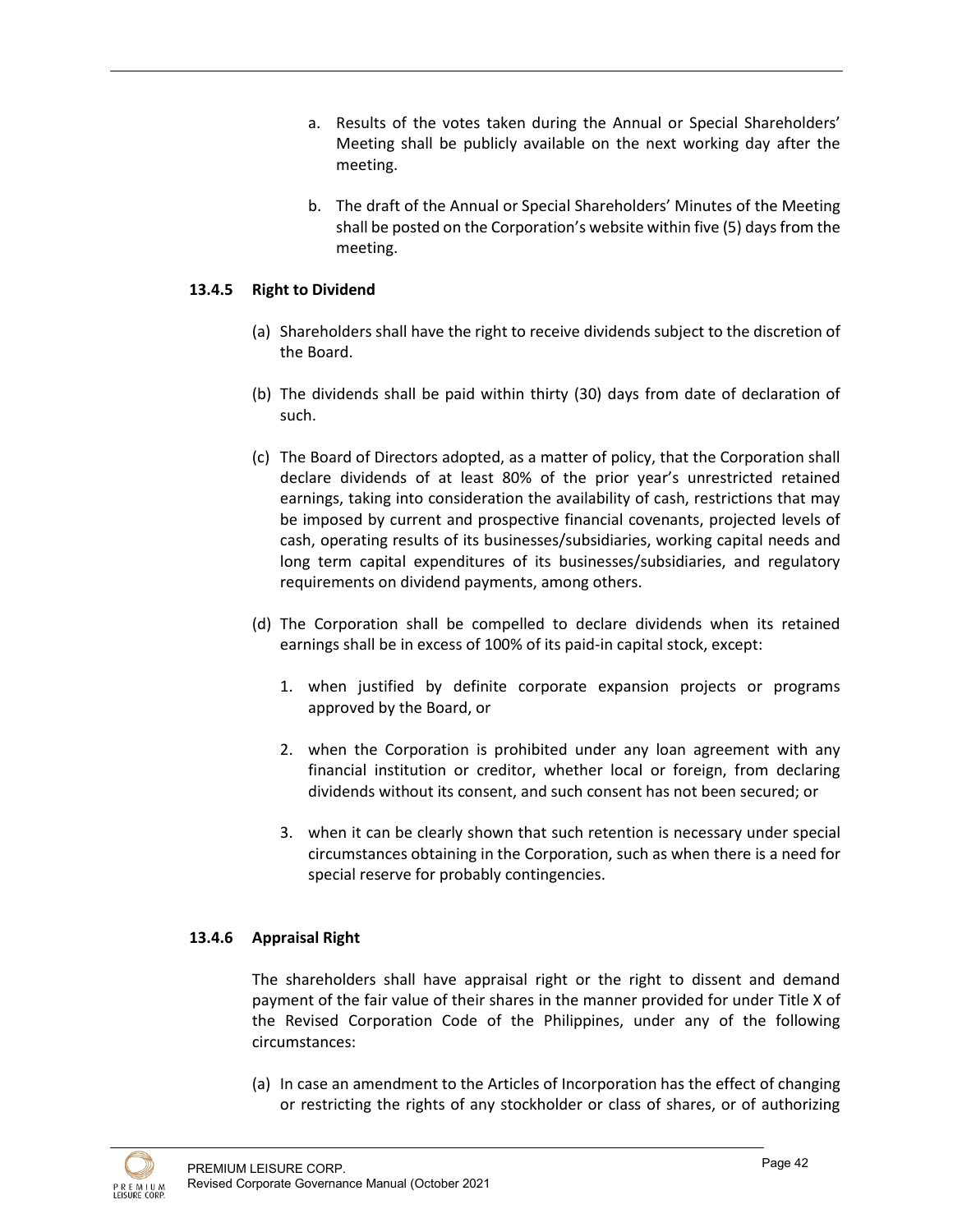a. Results of the votes taken during the Annual or Special Shareholders' Meeting shall be publicly available on the next working day after the meeting.

b. The draft of the Annual or Special Shareholders' Minutes of the Meeting shall be posted on the Corporation's website within five (5) days from the meeting.

### 13.4.5 Right to Dividend

(a) Shareholders shall have the right to receive dividends subject to the discretion of the Board.

(b) The dividends shall be paid within thirty (30) days from date of declaration of such.

(c) The Board of Directors adopted, as a matter of policy, that the Corporation shall declare dividends of at least 80% of the prior year's unrestricted retained earnings, taking into consideration the availability of cash, restrictions that may be imposed by current and prospective financial covenants, projected levels of cash, operating results of its businesses/subsidiaries, working capital needs and long term capital expenditures of its businesses/subsidiaries, and regulatory requirements on dividend payments, among others.

(d) The Corporation shall be compelled to declare dividends when its retained earnings shall be in excess of 100% of its paid-in capital stock, except:

1. when justified by definite corporate expansion projects or programs approved by the Board, or
2. when the Corporation is prohibited under any loan agreement with any financial institution or creditor, whether local or foreign, from declaring dividends without its consent, and such consent has not been secured; or
3. when it can be clearly shown that such retention is necessary under special circumstances obtaining in the Corporation, such as when there is a need for special reserve for probably contingencies.

### 13.4.6 Appraisal Right

The shareholders shall have appraisal right or the right to dissent and demand payment of the fair value of their shares in the manner provided for under Title X of the Revised Corporation Code of the Philippines, under any of the following circumstances:

(a) In case an amendment to the Articles of Incorporation has the effect of changing or restricting the rights of any stockholder or class of shares, or of authorizing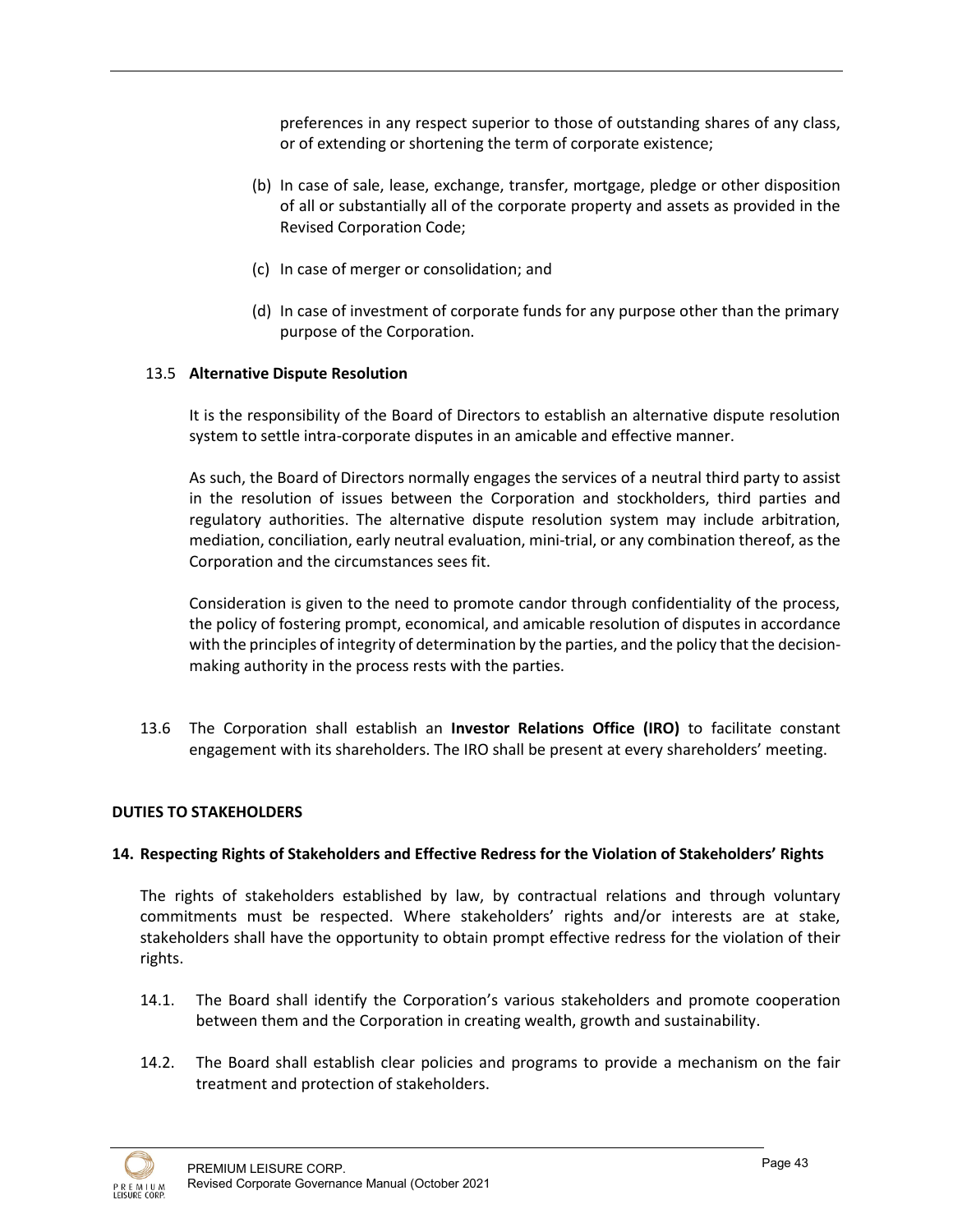preferences in any respect superior to those of outstanding shares of any class, or of extending or shortening the term of corporate existence;

(b) In case of sale, lease, exchange, transfer, mortgage, pledge or other disposition of all or substantially all of the corporate property and assets as provided in the Revised Corporation Code;

(c) In case of merger or consolidation; and

(d) In case of investment of corporate funds for any purpose other than the primary purpose of the Corporation.

13.5 **Alternative Dispute Resolution**

It is the responsibility of the Board of Directors to establish an alternative dispute resolution system to settle intra-corporate disputes in an amicable and effective manner.

As such, the Board of Directors normally engages the services of a neutral third party to assist in the resolution of issues between the Corporation and stockholders, third parties and regulatory authorities. The alternative dispute resolution system may include arbitration, mediation, conciliation, early neutral evaluation, mini-trial, or any combination thereof, as the Corporation and the circumstances sees fit.

Consideration is given to the need to promote candor through confidentiality of the process, the policy of fostering prompt, economical, and amicable resolution of disputes in accordance with the principles of integrity of determination by the parties, and the policy that the decision-making authority in the process rests with the parties.

13.6 The Corporation shall establish an **Investor Relations Office (IRO)** to facilitate constant engagement with its shareholders. The IRO shall be present at every shareholders' meeting.

**DUTIES TO STAKEHOLDERS**

**14. Respecting Rights of Stakeholders and Effective Redress for the Violation of Stakeholders' Rights**

The rights of stakeholders established by law, by contractual relations and through voluntary commitments must be respected. Where stakeholders' rights and/or interests are at stake, stakeholders shall have the opportunity to obtain prompt effective redress for the violation of their rights.

14.1. The Board shall identify the Corporation's various stakeholders and promote cooperation between them and the Corporation in creating wealth, growth and sustainability.

14.2. The Board shall establish clear policies and programs to provide a mechanism on the fair treatment and protection of stakeholders.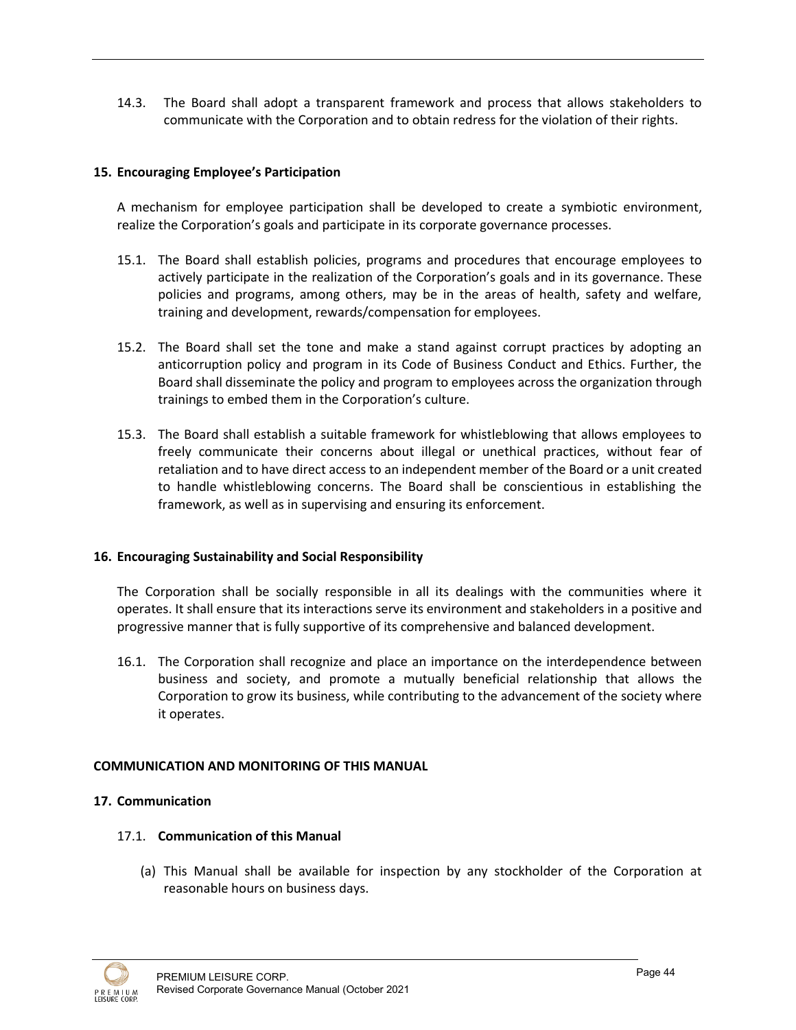14.3. The Board shall adopt a transparent framework and process that allows stakeholders to communicate with the Corporation and to obtain redress for the violation of their rights.

### 15. Encouraging Employee's Participation

A mechanism for employee participation shall be developed to create a symbiotic environment, realize the Corporation's goals and participate in its corporate governance processes.

15.1. The Board shall establish policies, programs and procedures that encourage employees to actively participate in the realization of the Corporation's goals and in its governance. These policies and programs, among others, may be in the areas of health, safety and welfare, training and development, rewards/compensation for employees.

15.2. The Board shall set the tone and make a stand against corrupt practices by adopting an anticorruption policy and program in its Code of Business Conduct and Ethics. Further, the Board shall disseminate the policy and program to employees across the organization through trainings to embed them in the Corporation's culture.

15.3. The Board shall establish a suitable framework for whistleblowing that allows employees to freely communicate their concerns about illegal or unethical practices, without fear of retaliation and to have direct access to an independent member of the Board or a unit created to handle whistleblowing concerns. The Board shall be conscientious in establishing the framework, as well as in supervising and ensuring its enforcement.

### 16. Encouraging Sustainability and Social Responsibility

The Corporation shall be socially responsible in all its dealings with the communities where it operates. It shall ensure that its interactions serve its environment and stakeholders in a positive and progressive manner that is fully supportive of its comprehensive and balanced development.

16.1. The Corporation shall recognize and place an importance on the interdependence between business and society, and promote a mutually beneficial relationship that allows the Corporation to grow its business, while contributing to the advancement of the society where it operates.

## COMMUNICATION AND MONITORING OF THIS MANUAL

### 17. Communication

#### 17.1. Communication of this Manual

(a) This Manual shall be available for inspection by any stockholder of the Corporation at reasonable hours on business days.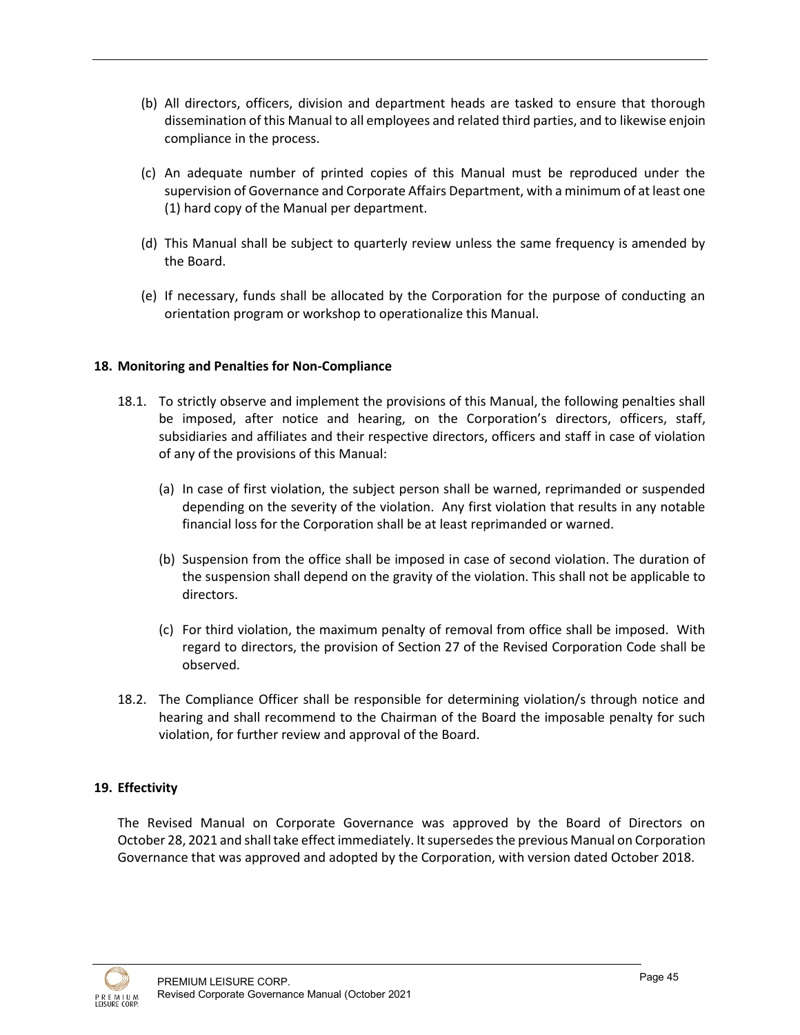(b) All directors, officers, division and department heads are tasked to ensure that thorough dissemination of this Manual to all employees and related third parties, and to likewise enjoin compliance in the process.

(c) An adequate number of printed copies of this Manual must be reproduced under the supervision of Governance and Corporate Affairs Department, with a minimum of at least one (1) hard copy of the Manual per department.

(d) This Manual shall be subject to quarterly review unless the same frequency is amended by the Board.

(e) If necessary, funds shall be allocated by the Corporation for the purpose of conducting an orientation program or workshop to operationalize this Manual.

## 18. Monitoring and Penalties for Non-Compliance

18.1. To strictly observe and implement the provisions of this Manual, the following penalties shall be imposed, after notice and hearing, on the Corporation's directors, officers, staff, subsidiaries and affiliates and their respective directors, officers and staff in case of violation of any of the provisions of this Manual:

(a) In case of first violation, the subject person shall be warned, reprimanded or suspended depending on the severity of the violation. Any first violation that results in any notable financial loss for the Corporation shall be at least reprimanded or warned.

(b) Suspension from the office shall be imposed in case of second violation. The duration of the suspension shall depend on the gravity of the violation. This shall not be applicable to directors.

(c) For third violation, the maximum penalty of removal from office shall be imposed. With regard to directors, the provision of Section 27 of the Revised Corporation Code shall be observed.

18.2. The Compliance Officer shall be responsible for determining violation/s through notice and hearing and shall recommend to the Chairman of the Board the imposable penalty for such violation, for further review and approval of the Board.

## 19. Effectivity

The Revised Manual on Corporate Governance was approved by the Board of Directors on October 28, 2021 and shall take effect immediately. It supersedes the previous Manual on Corporation Governance that was approved and adopted by the Corporation, with version dated October 2018.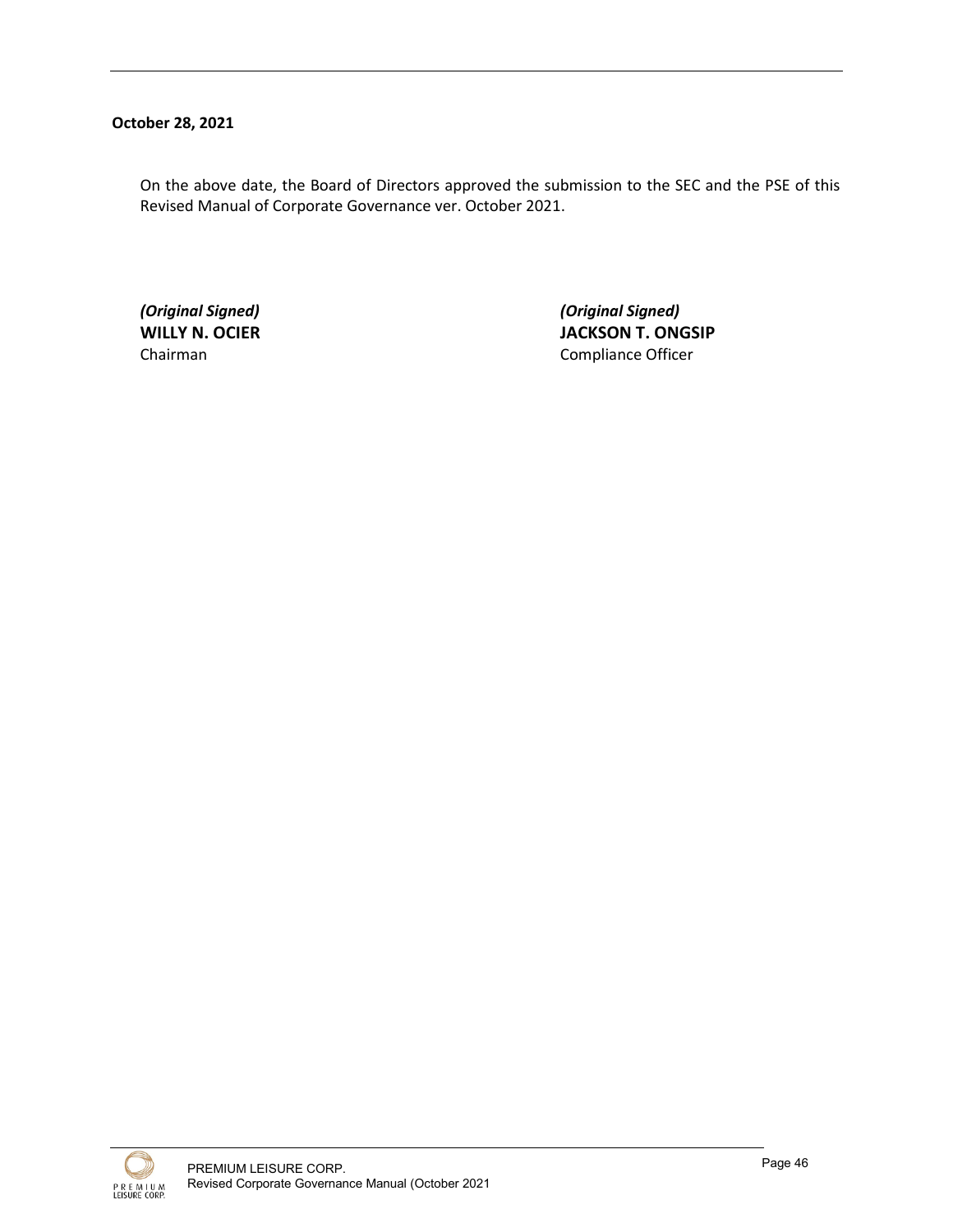**October 28, 2021**

On the above date, the Board of Directors approved the submission to the SEC and the PSE of this Revised Manual of Corporate Governance ver. October 2021.

| | |
|---|---|
| *(Original Signed)* | *(Original Signed)* |
| **WILLY N. OCIER** | **JACKSON T. ONGSIP** |
| Chairman | Compliance Officer |